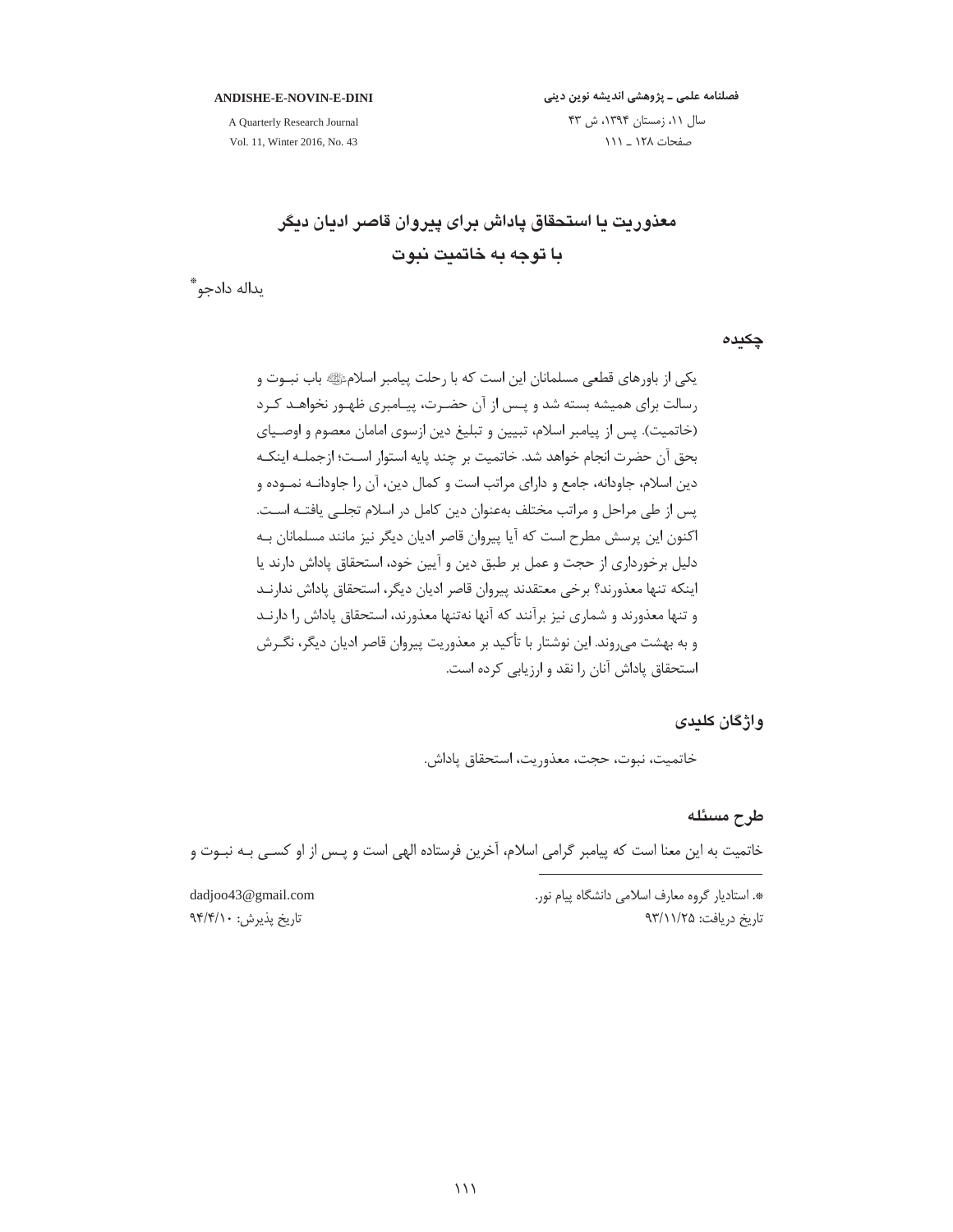# معذوریت یا استحقاق پاداش برای پیروان قاصر ادیان دیگر با توجه به خاتمیت نبوت

یداله دادجو*

## چکیده

یکی از باورهای قطعی مسلمانان این است که با رحلت پیامبر اسلامﷺ باب نبوت و رسالت برای همیشه بسته شد و پس از آن حضرت، پیامبری ظهور نخواهد کرد (خاتمیت). پس از پیامبر اسلام، تبیین و تبلیغ دین ازسوی امامان معصوم و اوصیای بحق آن حضرت انجام خواهد شد. خاتمیت بر چند پایه استوار است؛ ازجمله اینکه دین اسلام، جاودانه، جامع و دارای مراتب است و کمال دین، آن را جاودانه نموده و پس از طی مراحل و مراتب مختلف به‌عنوان دین کامل در اسلام تجلی یافته است. اکنون این پرسش مطرح است که آیا پیروان قاصر ادیان دیگر نیز مانند مسلمانان به دلیل برخورداری از حجت و عمل بر طبق دین و آیین خود، استحقاق پاداش دارند یا اینکه تنها معذورند؟ برخی معتقدند پیروان قاصر ادیان دیگر، استحقاق پاداش ندارند و تنها معذورند و شماری نیز برآنند که آنها نه‌تنها معذورند، استحقاق پاداش را دارند و به بهشت می‌روند. این نوشتار با تأکید بر معذوریت پیروان قاصر ادیان دیگر، نگرش استحقاق پاداش آنان را نقد و ارزیابی کرده است.

## واژگان کلیدی

خاتمیت، نبوت، حجت، معذوریت، استحقاق پاداش.

## طرح مسئله

خاتمیت به این معنا است که پیامبر گرامی اسلام، آخرین فرستاده الهی است و پس از او کسی به نبوت و

---

*. استادیار گروه معارف اسلامی دانشگاه پیام نور. dadjoo43@gmail.com

تاریخ دریافت: ۹۳/۱۱/۲۵ تاریخ پذیرش: ۹۴/۴/۱۰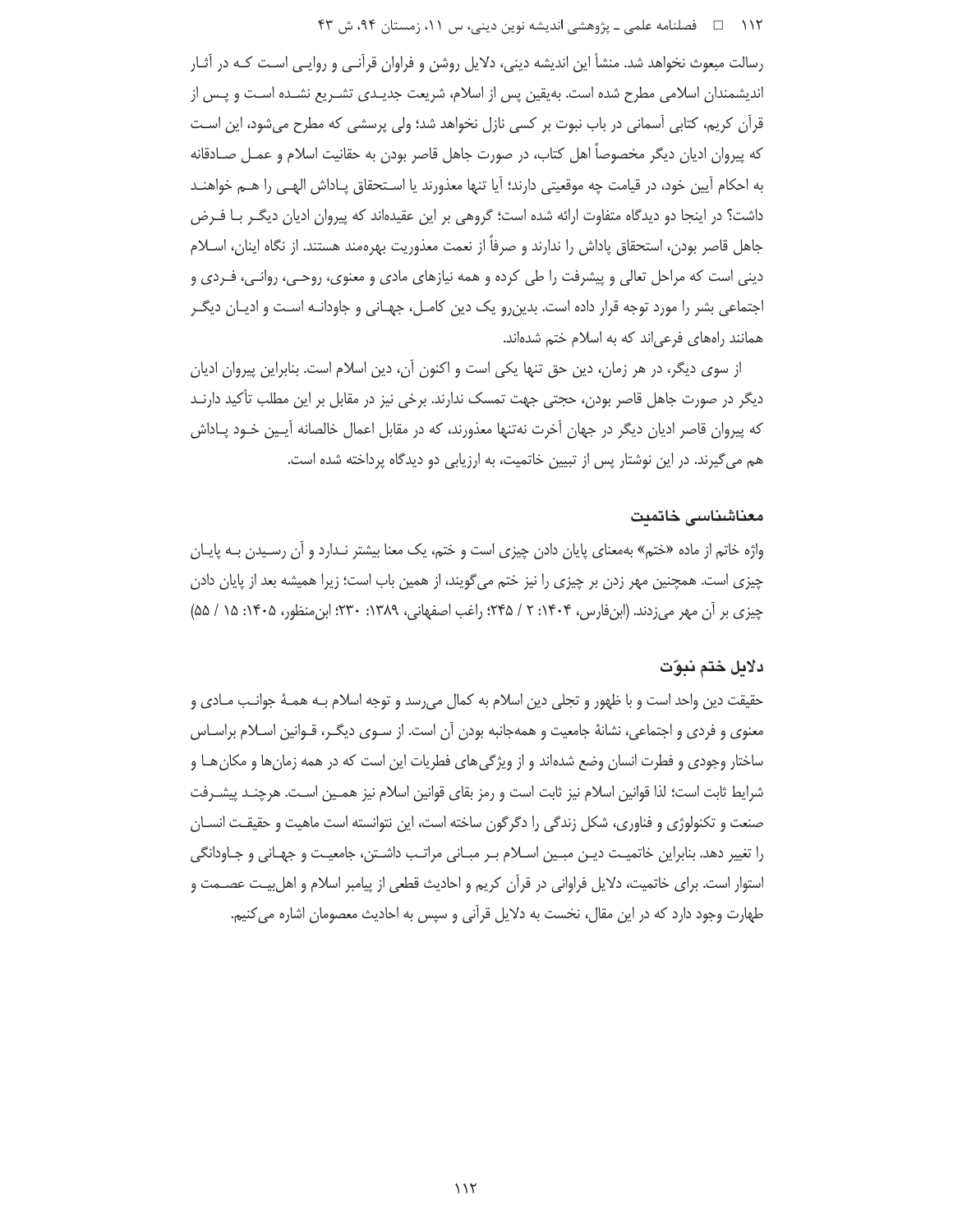رسالت مبعوث نخواهد شد. منشأ این اندیشه دینی، دلایل روشن و فراوان قرآنی و روایی است که در آثار اندیشمندان اسلامی مطرح شده است. به‌یقین پس از اسلام، شریعت جدیدی تشریع نشده است و پس از قرآن کریم، کتابی آسمانی در باب نبوت بر کسی نازل نخواهد شد؛ ولی پرسشی که مطرح می‌شود، این است که پیروان ادیان دیگر مخصوصاً اهل کتاب، در صورت جاهل قاصر بودن به حقانیت اسلام و عمل صادقانه به احکام آیین خود، در قیامت چه موقعیتی دارند؛ آیا تنها معذورند یا استحقاق پاداش الهی را هم خواهند داشت؟ در اینجا دو دیدگاه متفاوت ارائه شده است؛ گروهی بر این عقیده‌اند که پیروان ادیان دیگر با فرض جاهل قاصر بودن، استحقاق پاداش را ندارند و صرفاً از نعمت معذوریت بهره‌مند هستند. از نگاه اینان، اسلام دینی است که مراحل تعالی و پیشرفت را طی کرده و همه نیازهای مادی و معنوی، روحی، روانی، فردی و اجتماعی بشر را مورد توجه قرار داده است. بدین‌رو یک دین کامل، جهانی و جاودانه است و ادیان دیگر همانند راه‌های فرعی‌اند که به اسلام ختم شده‌اند.

از سوی دیگر، در هر زمان، دین حق تنها یکی است و اکنون آن، دین اسلام است. بنابراین پیروان ادیان دیگر در صورت جاهل قاصر بودن، حجتی جهت تمسک ندارند. برخی نیز در مقابل بر این مطلب تأکید دارند که پیروان قاصر ادیان دیگر در جهان آخرت نه‌تنها معذورند، که در مقابل اعمال خالصانه آیین خود پاداش هم می‌گیرند. در این نوشتار پس از تبیین خاتمیت، به ارزیابی دو دیدگاه پرداخته شده است.

## معناشناسی خاتمیت

واژه خاتم از ماده «ختم» به‌معنای پایان دادن چیزی است و ختم، یک معنا بیشتر ندارد و آن رسیدن به پایان چیزی است. همچنین مهر زدن بر چیزی را نیز ختم می‌گویند، از همین باب است؛ زیرا همیشه بعد از پایان دادن چیزی بر آن مهر می‌زدند. (ابن‌فارس، ۱۴۰۴: ۲ / ۲۴۵؛ راغب اصفهانی، ۱۳۸۹: ۲۳۰؛ ابن‌منظور، ۱۴۰۵: ۱۵ / ۵۵)

## دلایل ختم نبوّت

حقیقت دین واحد است و با ظهور و تجلی دین اسلام به کمال می‌رسد و توجه اسلام به همهٔ جوانب مادی و معنوی و فردی و اجتماعی، نشانهٔ جامعیت و همه‌جانبه بودن آن است. از سوی دیگر، قوانین اسلام براساس ساختار وجودی و فطرت انسان وضع شده‌اند و از ویژگی‌های فطریات این است که در همه زمان‌ها و مکان‌ها و شرایط ثابت است؛ لذا قوانین اسلام نیز ثابت است و رمز بقای قوانین اسلام نیز همین است. هرچند پیشرفت صنعت و تکنولوژی و فناوری، شکل زندگی را دگرگون ساخته است، این نتوانسته است ماهیت و حقیقت انسان را تغییر دهد. بنابراین خاتمیت دین مبین اسلام بر مبانی مراتب داشتن، جامعیت و جهانی و جاودانگی استوار است. برای خاتمیت، دلایل فراوانی در قرآن کریم و احادیث قطعی از پیامبر اسلام و اهل‌بیت عصمت و طهارت وجود دارد که در این مقال، نخست به دلایل قرآنی و سپس به احادیث معصومان اشاره می‌کنیم.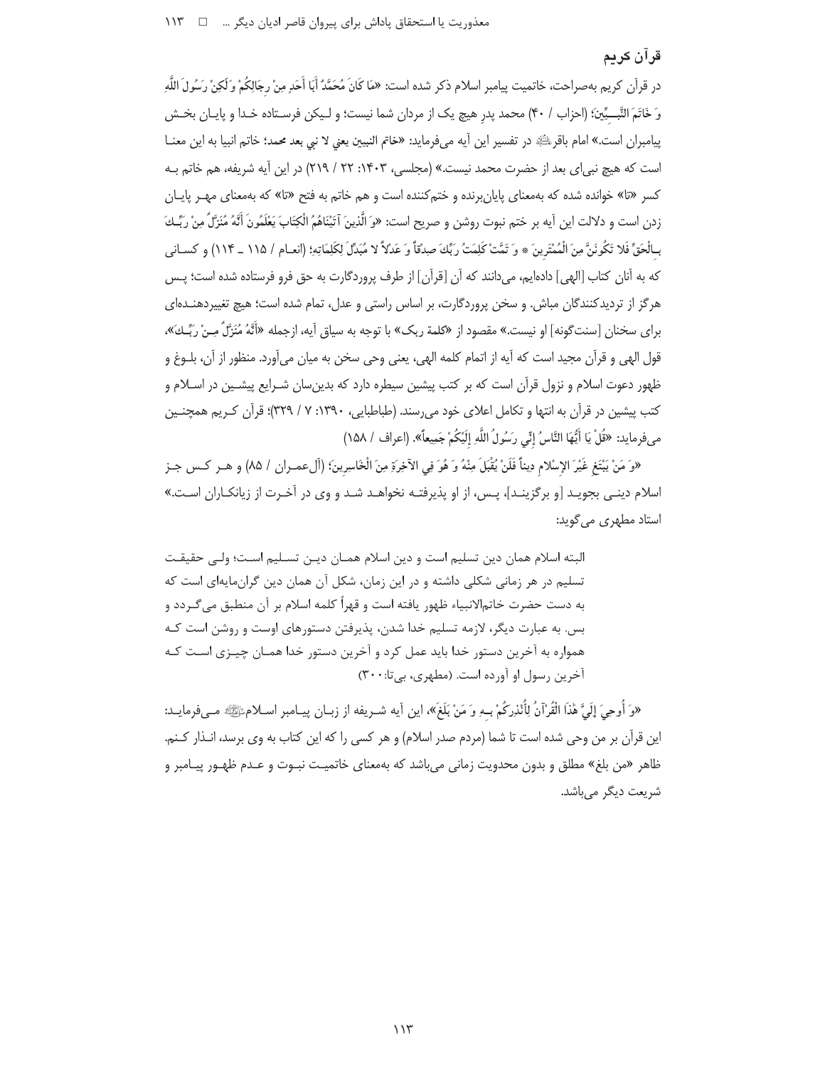## قرآن کریم

در قرآن کریم به‌صراحت، خاتمیت پیامبر اسلام ذکر شده است: «مَا كَانَ مُحَمَّدٌ أَبَا أَحَدٍ مِنْ رِجَالِكُمْ وَ لَكِنْ رَسُولَ اللَّهِ وَ خَاتَمَ النَّبِيِّينَ؛ (احزاب / ۴۰) محمد پدرِ هیچ یک از مردان شما نیست؛ و لیکن فرستاده خدا و پایان بخش پیامبران است.» امام باقر؈ در تفسیر این آیه می‌فرماید: «خاتم النبیین یعنی لا نبی بعد محمد؛ خاتم انبیا به این معنا است که هیچ نبی‌ای بعد از حضرت محمد نیست.» (مجلسی، ۱۴۰۳: ۲۲ / ۲۱۹) در این آیه شریفه، هم خاتم به کسر «تا» خوانده شده که به‌معنای پایان‌برنده و ختم‌کننده است و هم خاتم به فتح «تا» که به‌معنای مهر پایان زدن است و دلالت این آیه بر ختم نبوت روشن و صریح است: «وَ الَّذِينَ آتَيْنَاهُمُ الْكِتَابَ يَعْلَمُونَ أَنَّهُ مُنَزَّلٌ مِنْ رَبِّكَ بِالْحَقِّ فَلا تَكُونَنَّ مِنَ الْمُمْتَرِينَ * وَ تَمَّتْ كَلِمَتُ رَبِّكَ صِدْقاً وَ عَدْلاً لا مُبَدِّلَ لِكَلِمَاتِهِ؛ (انعام / ۱۱۵ ـ ۱۱۴) و کسانی که به آنان کتاب [الهی] داده‌ایم، می‌دانند که آن [قرآن] از طرف پروردگارت به حق فرو فرستاده شده است؛ پس هرگز از تردیدکنندگان مباش. و سخن پروردگارت، بر اساس راستی و عدل، تمام شده است؛ هیچ تغییردهنده‌ای برای سخنان [سنت‌گونه] او نیست.» مقصود از «کلمة ربک» با توجه به سیاق آیه، ازجمله «أَنَّهُ مُنَزَّلٌ مِنْ رَبِّكَ»، قول الهی و قرآن مجید است که آیه از اتمام کلمه الهی، یعنی وحی سخن به میان می‌آورد. منظور از آن، بلوغ و ظهور دعوت اسلام و نزول قرآن است که بر کتب پیشین سیطره دارد که بدین‌سان شرایع پیشین در اسلام و کتب پیشین در قرآن به انتها و تکامل اعلای خود می‌رسند. (طباطبایی، ۱۳۹۰: ۷ / ۳۲۹)؛ قرآن کریم همچنین می‌فرماید: «قُلْ يَا أَيُّهَا النَّاسُ إِنِّي رَسُولُ اللَّهِ إِلَيْكُمْ جَمِيعاً». (اعراف / ۱۵۸)

«وَ مَنْ يَبْتَغِ غَيْرَ الإِسْلامِ دِيناً فَلَنْ يُقْبَلَ مِنْهُ وَ هُوَ فِي الآخِرَةِ مِنَ الْخَاسِرِينَ؛ (آل‌عمران / ۸۵) و هر کس جز اسلام دینی بجوید [و برگزیند]، پس، از او پذیرفته نخواهد شد و وی در آخرت از زیانکاران است.»

استاد مطهری می‌گوید:

> البته اسلام همان دین تسلیم است و دین اسلام همان دین تسلیم است؛ ولی حقیقت تسلیم در هر زمانی شکلی داشته و در این زمان، شکل آن همان دین گران‌مایه‌ای است که به دست حضرت خاتم‌الانبیاء ظهور یافته است و قهراً کلمه اسلام بر آن منطبق می‌گردد و بس. به عبارت دیگر، لازمه تسلیم خدا شدن، پذیرفتن دستورهای اوست و روشن است که همواره به آخرین دستور خدا باید عمل کرد و آخرین دستور خدا همان چیزی است که آخرین رسول او آورده است. (مطهری، بی‌تا: ۳۰۰)

«وَ أُوحِيَ إِلَيَّ هَذَا الْقُرْآنُ لِأُنْذِرَكُمْ بِهِ وَ مَنْ بَلَغَ»، این آیه شریفه از زبان پیامبر اسلام؈ می‌فرماید: این قرآن بر من وحی شده است تا شما (مردم صدر اسلام) و هر کسی را که این کتاب به وی برسد، انذار کنم. ظاهر «من بلغ» مطلق و بدون محدویت زمانی می‌باشد که به‌معنای خاتمیت نبوت و عدم ظهور پیامبر و شریعت دیگر می‌باشد.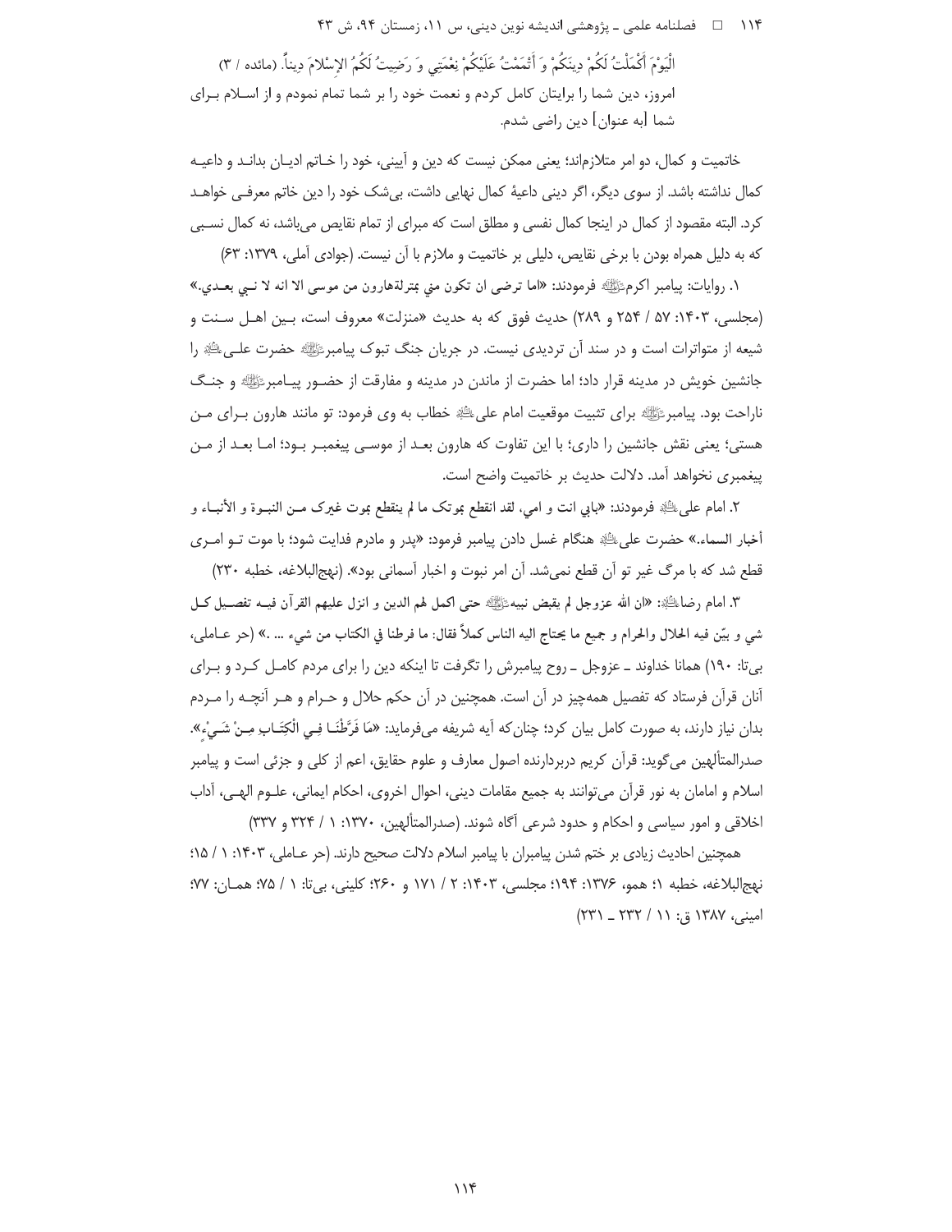الْيَوْمَ أَكْمَلْتُ لَكُمْ دِينَكُمْ وَ أَتْمَمْتُ عَلَيْكُمْ نِعْمَتِي وَ رَضِيتُ لَكُمُ الإِسْلامَ دِيناً. (مائده / ۳)

امروز، دین شما را برایتان کامل کردم و نعمت خود را بر شما تمام نمودم و از اسلام برای شما [به عنوان] دین راضی شدم.

خاتمیت و کمال، دو امر متلازم‌اند؛ یعنی ممکن نیست که دین و آیینی، خود را خاتم ادیان بداند و داعیه کمال نداشته باشد. از سوی دیگر، اگر دینی داعیهٔ کمال نهایی داشت، بی‌شک خود را دین خاتم معرفی خواهد کرد. البته مقصود از کمال در اینجا کمال نفسی و مطلق است که مبرای از تمام نقایص می‌باشد، نه کمال نسبی که به دلیل همراه بودن با برخی نقایص، دلیلی بر خاتمیت و ملازم با آن نیست. (جوادی آملی، ۱۳۷۹: ۶۳)

۱. روایات: پیامبر اکرم ﷺ فرمودند: «اما ترضی ان تکون مني بمنزلةهارون من موسی الا انه لا نبي بعدي.» (مجلسی، ۱۴۰۳: ۵۷ / ۲۵۴ و ۲۸۹) حدیث فوق که به حدیث «منزلت» معروف است، بین اهل سنت و شیعه از متواترات است و در سند آن تردیدی نیست. در جریان جنگ تبوک پیامبر ﷺ حضرت علی ؑ را جانشین خویش در مدینه قرار داد؛ اما حضرت از ماندن در مدینه و مفارقت از حضور پیامبر ﷺ و جنگ ناراحت بود. پیامبر ﷺ برای تثبیت موقعیت امام علی ؑ خطاب به وی فرمود: تو مانند هارون برای من هستی؛ یعنی نقش جانشین را داری؛ با این تفاوت که هارون بعد از موسی پیغمبر بود؛ اما بعد از من پیغمبری نخواهد آمد. دلالت حدیث بر خاتمیت واضح است.

۲. امام علی ؑ فرمودند: «بابي انت و امي، لقد انقطع بموتک ما لم ينقطع بموت غيرک من النبوة و الأنباء و أخبار السماء.» حضرت علی ؑ هنگام غسل دادن پیامبر فرمود: «پدر و مادرم فدایت شود؛ با موت تو امری قطع شد که با مرگ غیر تو آن قطع نمی‌شد. آن امر نبوت و اخبار آسمانی بود». (نهج‌البلاغه، خطبه ۲۳۰)

۳. امام رضا ؑ: «ان الله عزوجل لم يقبض نبيه ﷺ حتى اكمل لهم الدين و انزل عليهم القرآن فيه تفصيل كل شي و بيّن فيه الحلال والحرام و جميع ما يحتاج اليه الناس كملاً فقال: ما فرطنا في الكتاب من شيء ... .» (حر عاملی، بی‌تا: ۱۹۰) همانا خداوند ـ عزوجل ـ روح پیامبرش را نگرفت تا اینکه دین را برای مردم کامل کرد و برای آنان قرآن فرستاد که تفصیل همه‌چیز در آن است. همچنین در آن حکم حلال و حرام و هر آنچه را مردم بدان نیاز دارند، به صورت کامل بیان کرد؛ چنان‌که آیه شریفه می‌فرماید: «مَا فَرَّطْنَا فِي الْكِتَابِ مِنْ شَيْءٍ». صدرالمتألهین می‌گوید: قرآن کریم دربردارنده اصول معارف و علوم حقایق، اعم از کلی و جزئی است و پیامبر اسلام و امامان به نور قرآن می‌توانند به جمیع مقامات دینی، احوال اخروی، احکام ایمانی، علوم الهی، آداب اخلاقی و امور سیاسی و احکام و حدود شرعی آگاه شوند. (صدرالمتألهین، ۱۳۷۰: ۱ / ۳۲۴ و ۳۳۷)

همچنین احادیث زیادی بر ختم شدن پیامبران با پیامبر اسلام دلالت صحیح دارند. (حر عاملی، ۱۴۰۳: ۱ / ۱۵؛ نهج‌البلاغه، خطبه ۱؛ همو، ۱۳۷۶: ۱۹۴؛ مجلسی، ۱۴۰۳: ۲ / ۱۷۱ و ۲۶۰؛ کلینی، بی‌تا: ۱ / ۷۵؛ همان: ۷۷؛ امینی، ۱۳۸۷ ق: ۱۱ / ۲۳۲ ـ ۲۳۱)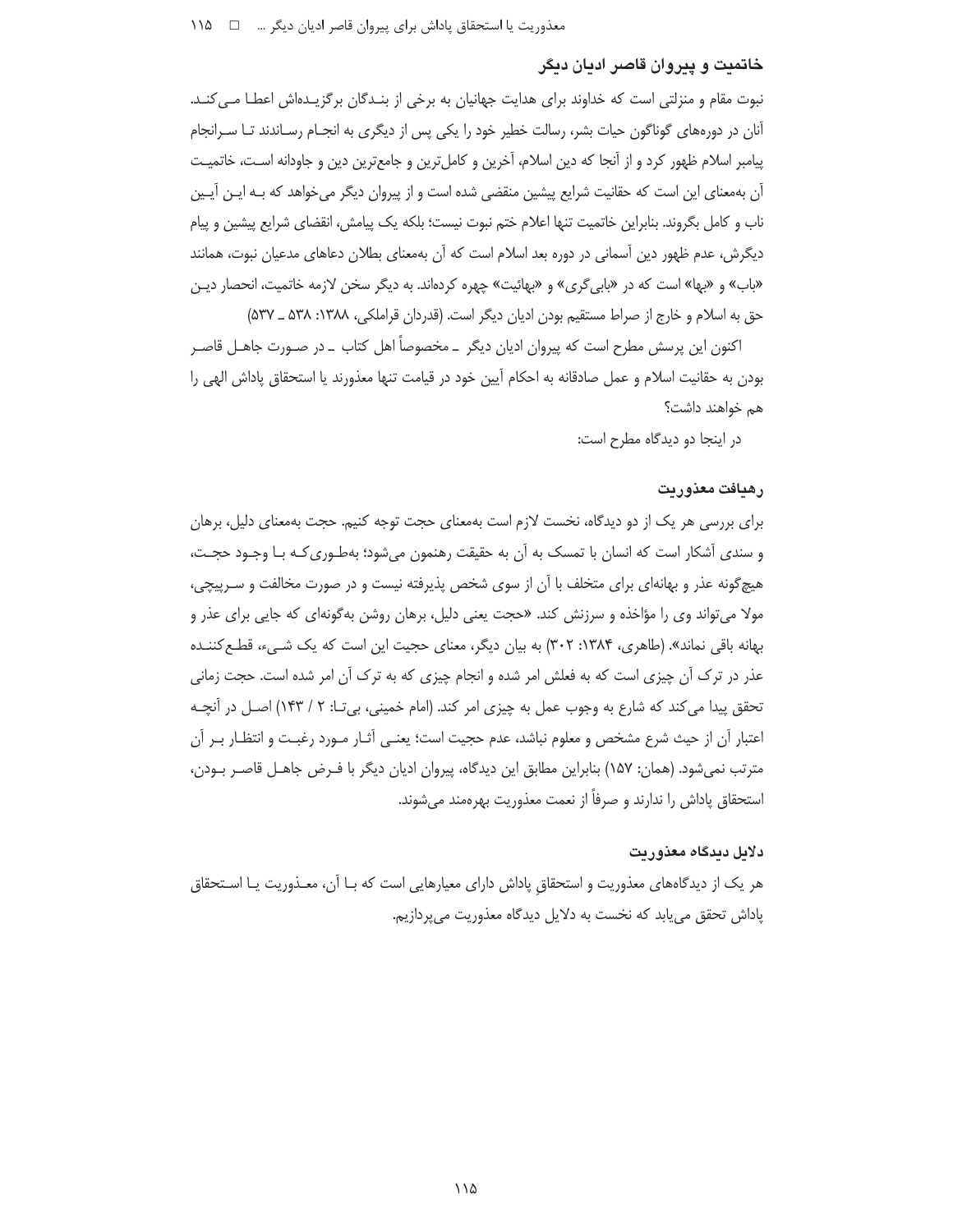## خاتمیت و پیروان قاصر ادیان دیگر

نبوت مقام و منزلتی است که خداوند برای هدایت جهانیان به برخی از بندگان برگزیده‌اش اعطا می‌کند. آنان در دوره‌های گوناگون حیات بشر، رسالت خطیر خود را یکی پس از دیگری به انجام رساندند تا سرانجام پیامبر اسلام ظهور کرد و از آنجا که دین اسلام، آخرین و کامل‌ترین و جامع‌ترین دین و جاودانه است، خاتمیت آن به‌معنای این است که حقانیت شرایع پیشین منقضی شده است و از پیروان دیگر می‌خواهد که به این آیین ناب و کامل بگروند. بنابراین خاتمیت تنها اعلام ختم نبوت نیست؛ بلکه یک پیامش، انقضای شرایع پیشین و پیام دیگرش، عدم ظهور دین آسمانی در دوره بعد اسلام است که آن به‌معنای بطلان دعاهای مدعیان نبوت، همانند «باب» و «بها» است که در «بابی‌گری» و «بهائیت» چهره کرده‌اند. به دیگر سخن لازمه خاتمیت، انحصار دین حق به اسلام و خارج از صراط مستقیم بودن ادیان دیگر است. (قدردان قراملکی، ۱۳۸۸: ۵۳۸ ـ ۵۳۷)

اکنون این پرسش مطرح است که پیروان ادیان دیگر ـ مخصوصاً اهل کتاب ـ در صورت جاهل قاصر بودن به حقانیت اسلام و عمل صادقانه به احکام آیین خود در قیامت تنها معذورند یا استحقاق پاداش الهی را هم خواهند داشت؟

در اینجا دو دیدگاه مطرح است:

### رهیافت معذوریت

برای بررسی هر یک از دو دیدگاه، نخست لازم است به‌معنای حجت توجه کنیم. حجت به‌معنای دلیل، برهان و سندی آشکار است که انسان با تمسک به آن به حقیقت رهنمون می‌شود؛ به‌طوری‌که با وجود حجت، هیچ‌گونه عذر و بهانه‌ای برای متخلف با آن از سوی شخص پذیرفته نیست و در صورت مخالفت و سرپیچی، مولا می‌تواند وی را مؤاخذه و سرزنش کند. «حجت یعنی دلیل، برهان روشن به‌گونه‌ای که جایی برای عذر و بهانه باقی نماند». (طاهری، ۱۳۸۴: ۳۰۲) به بیان دیگر، معنای حجیت این است که یک شیء، قطع‌کننده عذر در ترک آن چیزی است که به فعلش امر شده و انجام چیزی که به ترک آن امر شده است. حجت زمانی تحقق پیدا می‌کند که شارع به وجوب عمل به چیزی امر کند. (امام خمینی، بی‌تا: ۲ / ۱۴۳) اصل در آنچه اعتبار آن از حیث شرع مشخص و معلوم نباشد، عدم حجیت است؛ یعنی آثار مورد رغبت و انتظار بر آن مترتب نمی‌شود. (همان: ۱۵۷) بنابراین مطابق این دیدگاه، پیروان ادیان دیگر با فرض جاهل قاصر بودن، استحقاق پاداش را ندارند و صرفاً از نعمت معذوریت بهره‌مند می‌شوند.

### دلایل دیدگاه معذوریت

هر یک از دیدگاه‌های معذوریت و استحقاقِ پاداش دارای معیارهایی است که با آن، معذوریت یا استحقاق پاداش تحقق می‌یابد که نخست به دلایل دیدگاه معذوریت می‌پردازیم.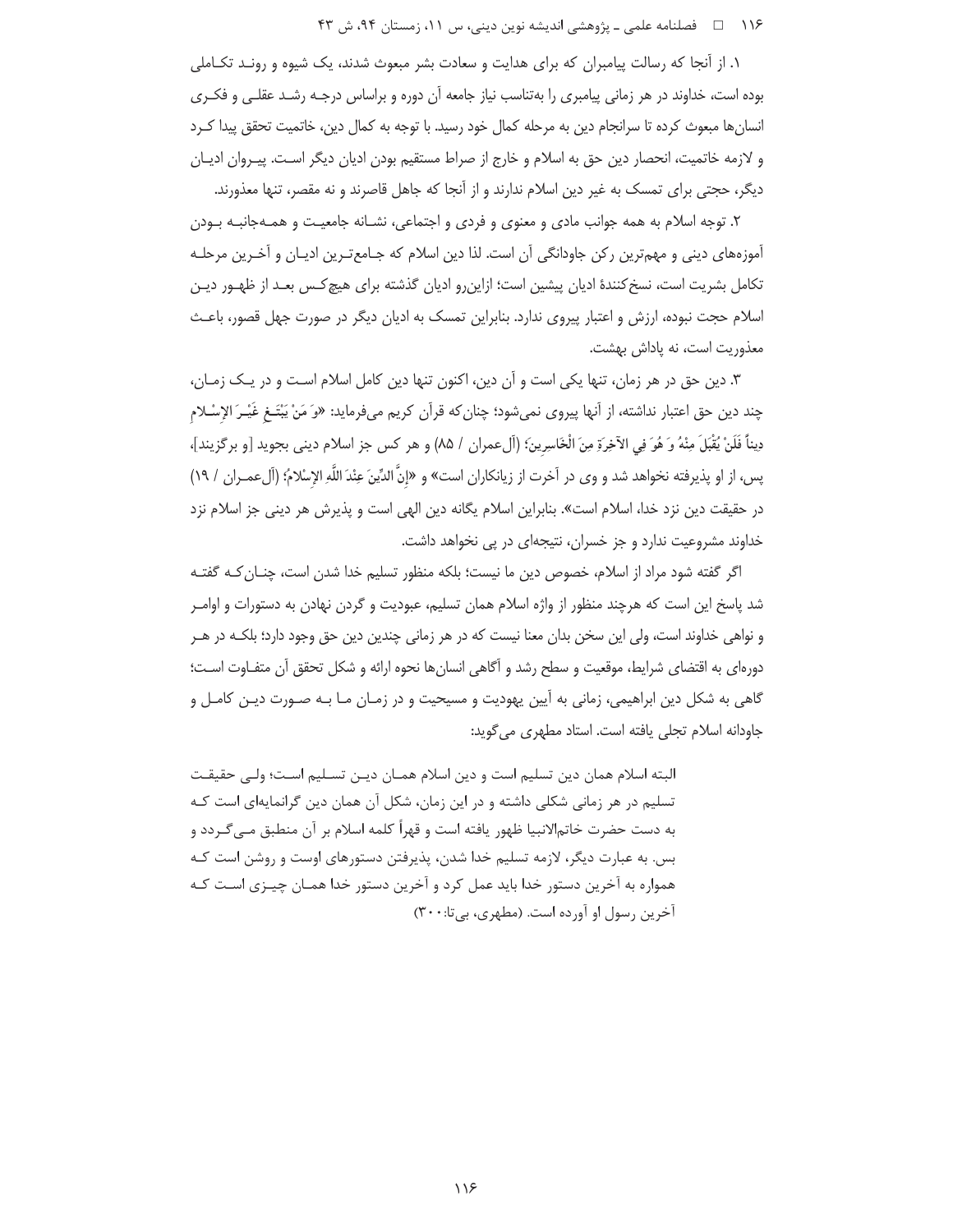۱. از آنجا که رسالت پیامبران که برای هدایت و سعادت بشر مبعوث شدند، یک شیوه و رونـد تکـاملی بوده است، خداوند در هر زمانی پیامبری را به‌تناسب نیاز جامعه آن دوره و براساس درجـه رشـد عقلـی و فکـری انسان‌ها مبعوث کرده تا سرانجام دین به مرحله کمال خود رسید. با توجه به کمال دین، خاتمیت تحقق پیدا کـرد و لازمه خاتمیت، انحصار دین حق به اسلام و خارج از صراط مستقیم بودن ادیان دیگر اسـت. پیـروان ادیـان دیگر، حجتی برای تمسک به غیر دین اسلام ندارند و از آنجا که جاهل قاصرند و نه مقصر، تنها معذورند.

۲. توجه اسلام به همه جوانب مادی و معنوی و فردی و اجتماعی، نشـانه جامعیـت و همـه‌جانبـه بـودن آموزه‌های دینی و مهم‌ترین رکن جاودانگی آن است. لذا دین اسلام که جـامع‌تـرین ادیـان و آخـرین مرحلـه تکامل بشریت است، نسخ‌کنندهٔ ادیان پیشین است؛ ازاین‌رو ادیان گذشته برای هیچ‌کـس بعـد از ظهـور دیـن اسلام حجت نبوده، ارزش و اعتبار پیروی ندارد. بنابراین تمسک به ادیان دیگر در صورت جهل قصور، باعـث معذوریت است، نه پاداش بهشت.

۳. دین حق در هر زمان، تنها یکی است و آن دین، اکنون تنها دین کامل اسلام اسـت و در یـک زمـان، چند دین حق اعتبار نداشته، از آنها پیروی نمی‌شود؛ چنان‌که قرآن کریم می‌فرماید: «وَ مَنْ یَبْتَـغِ غَیْـرَ الإِسْـلامِ دِیناً فَلَنْ یُقْبَلَ مِنْهُ وَ هُوَ فِي الآخِرَةِ مِنَ الْخَاسِرِینَ؛ (آل‌عمران / ۸۵) و هر کس جز اسلام دینی بجوید [و برگزیند]، پس، از او پذیرفته نخواهد شد و وی در آخرت از زیانکاران است» و «إِنَّ الدِّینَ عِنْدَ اللَّهِ الإِسْلامُ؛ (آل‌عمـران / ۱۹) در حقیقت دین نزد خدا، اسلام است». بنابراین اسلام یگانه دین الهی است و پذیرش هر دینی جز اسلام نزد خداوند مشروعیت ندارد و جز خسران، نتیجه‌ای در پی نخواهد داشت.

اگر گفته شود مراد از اسلام، خصوص دین ما نیست؛ بلکه منظور تسلیم خدا شدن است، چنـان‌کـه گفتـه شد پاسخ این است که هرچند منظور از واژه اسلام همان تسلیم، عبودیت و گردن نهادن به دستورات و اوامـر و نواهی خداوند است، ولی این سخن بدان معنا نیست که در هر زمانی چندین دین حق وجود دارد؛ بلکـه در هـر دوره‌ای به اقتضای شرایط، موقعیت و سطح رشد و آگاهی انسان‌ها نحوه ارائه و شکل تحقق آن متفـاوت اسـت؛ گاهی به شکل دین ابراهیمی، زمانی به آیین یهودیت و مسیحیت و در زمـان مـا بـه صـورت دیـن کامـل و جاودانه اسلام تجلی یافته است. استاد مطهری می‌گوید:

> البته اسلام همان دین تسلیم است و دین اسلام همـان دیـن تسـلیم اسـت؛ ولـی حقیقـت تسلیم در هر زمانی شکلی داشته و در این زمان، شکل آن همان دین گرانمایه‌ای است کـه به دست حضرت خاتم‌الانبیا ظهور یافته است و قهراً کلمه اسلام بر آن منطبق مـی‌گـردد و بس. به عبارت دیگر، لازمه تسلیم خدا شدن، پذیرفتن دستورهای اوست و روشن است کـه همواره به آخرین دستور خدا باید عمل کرد و آخرین دستور خدا همـان چیـزی اسـت کـه آخرین رسول او آورده است. (مطهری، بی‌تا: ۳۰۰)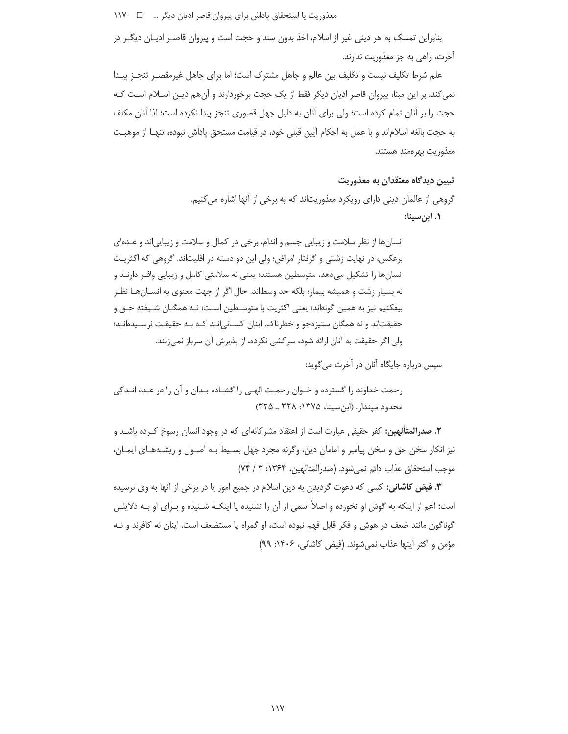بنابراین تمسک به هر دینی غیر از اسلام، اخذ بدون سند و حجت است و پیروان قاصر ادیان دیگر در آخرت، راهی به جز معذوریت ندارند.

علم شرط تکلیف نیست و تکلیف بین عالم و جاهل مشترک است؛ اما برای جاهل غیرمقصر تنجز پیدا نمی‌کند. بر این مبنا، پیروان قاصر ادیان دیگر فقط از یک حجت برخوردارند و آن‌هم دین اسلام است که حجت را بر آنان تمام کرده است؛ ولی برای آنان به دلیل جهل قصوری تنجز پیدا نکرده است؛ لذا آنان مکلف به حجت بالغه اسلام‌اند و با عمل به احکام آیین قبلی خود، در قیامت مستحق پاداش نبوده، تنها از موهبت معذوریت بهره‌مند هستند.

### تبیین دیدگاه معتقدان به معذوریت

گروهی از عالمان دینی دارای رویکرد معذوریت‌اند که به برخی از آنها اشاره می‌کنیم.

**۱. ابن‌سینا:**

> انسان‌ها از نظر سلامت و زیبایی جسم و اندام، برخی در کمال و سلامت و زیبایی‌اند و عده‌ای برعکس، در نهایت زشتی و گرفتار امراض؛ ولی این دو دسته در اقلیت‌اند. گروهی که اکثریت انسان‌ها را تشکیل می‌دهد، متوسطین هستند؛ یعنی نه سلامتی کامل و زیبایی وافر دارند و نه بسیار زشت و همیشه بیمار؛ بلکه حد وسط‌اند. حال اگر از جهت معنوی به انسان‌ها نظر بیفکنیم نیز به همین گونه‌اند؛ یعنی اکثریت با متوسطین است؛ نه همگان شیفته حق و حقیقت‌اند و نه همگان ستیزه‌جو و خطرناک. اینان کسانی‌اند که به حقیقت نرسیده‌اند؛ ولی اگر حقیقت به آنان ارائه شود، سرکشی نکرده، از پذیرش آن سرباز نمی‌زنند.

سپس درباره جایگاه آنان در آخرت می‌گوید:

> رحمت خداوند را گسترده و خوان رحمت الهی را گشاده بدان و آن را در عده اندکی محدود مپندار. (ابن‌سینا، ۱۳۷۵: ۳۲۸ ـ ۳۲۵)

**۲. صدرالمتألهین:** کفر حقیقی عبارت است از اعتقاد مشرکانه‌ای که در وجود انسان رسوخ کرده باشد و نیز انکار سخن حق و سخن پیامبر و امامان دین، وگرنه مجرد جهل بسیط به اصول و ریشه‌های ایمان، موجب استحقاق عذاب دائم نمی‌شود. (صدرالمتالهین، ۱۳۶۴: ۳ / ۷۴)

**۳. فیض کاشانی:** کسی که دعوت گردیدن به دین اسلام در جمیع امور یا در برخی از آنها به وی نرسیده است؛ اعم از اینکه به گوش او نخورده و اصلاً اسمی از آن را نشنیده یا اینکه شنیده و برای او به دلایلی گوناگون مانند ضعف در هوش و فکر قابل فهم نبوده است، او گمراه یا مستضعف است. اینان نه کافرند و نه مؤمن و اکثر اینها عذاب نمی‌شوند. (فیض کاشانی، ۱۴۰۶: ۹۹)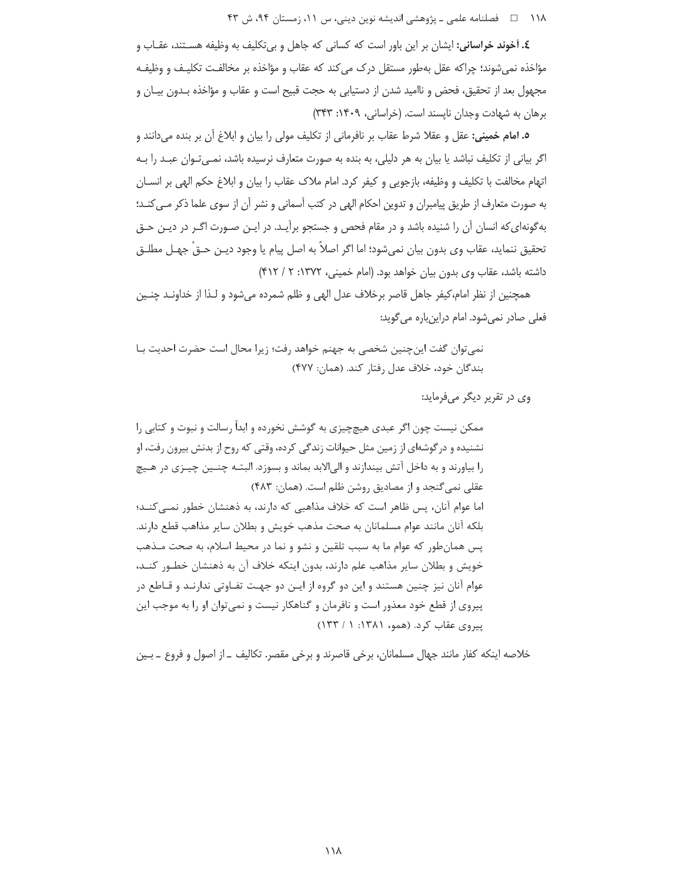**٤. آخوند خراسانی:** ایشان بر این باور است که کسانی که جاهل و بی‌تکلیف به وظیفه هستند، عقاب و مؤاخذه نمی‌شوند؛ چراکه عقل به‌طور مستقل درک می‌کند که عقاب و مؤاخذه بر مخالفت تکلیف و وظیفه مجهول بعد از تحقیق، فحص و ناامید شدن از دستیابی به حجت قبیح است و عقاب و مؤاخذه بدون بیان و برهان به شهادت وجدان ناپسند است. (خراسانی، ۱۴۰۹: ۳۴۳)

**۵. امام خمینی:** عقل و عقلا شرط عقاب بر نافرمانی از تکلیف مولی را بیان و ابلاغ آن بر بنده می‌دانند و اگر بیانی از تکلیف نباشد یا بیان به هر دلیلی، به بنده به صورت متعارف نرسیده باشد، نمی‌توان عبد را به اتهام مخالفت با تکلیف و وظیفه، بازجویی و کیفر کرد. امام ملاک عقاب را بیان و ابلاغ حکم الهی بر انسان به صورت متعارف از طریق پیامبران و تدوین احکام الهی در کتب آسمانی و نشر آن از سوی علما ذکر می‌کند؛ به‌گونه‌ای‌که انسان آن را شنیده باشد و در مقام فحص و جستجو برآید. در این صورت اگر در دین حق تحقیق ننماید، عقاب وی بدون بیان نمی‌شود؛ اما اگر اصلاً به اصل پیام یا وجود دین حقْ جهل مطلق داشته باشد، عقاب وی بدون بیان خواهد بود. (امام خمینی، ۱۳۷۲: ۲ / ۴۱۲)

همچنین از نظر امام،کیفر جاهل قاصر برخلاف عدل الهی و ظلم شمرده می‌شود و لذا از خداوند چنین فعلی صادر نمی‌شود. امام دراین‌باره می‌گوید:

> نمی‌توان گفت این‌چنین شخصی به جهنم خواهد رفت؛ زیرا محال است حضرت احدیت با بندگان خود، خلاف عدل رفتار کند. (همان: ۴۷۷)

وی در تقریر دیگر می‌فرماید:

> ممکن نیست چون اگر عبدی هیچ‌چیزی به گوشش نخورده و ابداً رسالت و نبوت و کتابی را نشنیده و درگوشه‌ای از زمین مثل حیوانات زندگی کرده، وقتی که روح از بدنش بیرون رفت، او را بیاورند و به داخل آتش بیندازند و الی‌الابد بماند و بسوزد. البته چنین چیزی در هیچ عقلی نمی‌گنجد و از مصادیق روشن ظلم است. (همان: ۴۸۳)
>
> اما عوام آنان، پس ظاهر است که خلاف مذاهبی که دارند، به ذهنشان خطور نمی‌کند؛ بلکه آنان مانند عوام مسلمانان به صحت مذهب خویش و بطلان سایر مذاهب قطع دارند. پس همان‌طور که عوام ما به سبب تلقین و نشو و نما در محیط اسلام، به صحت مذهب خویش و بطلان سایر مذاهب علم دارند، بدون اینکه خلاف آن به ذهنشان خطور کند، عوام آنان نیز چنین هستند و این دو گروه از این دو جهت تفاوتی ندارند و قاطع در پیروی از قطع خود معذور است و نافرمان و گناهکار نیست و نمی‌توان او را به موجب این پیروی عقاب کرد. (همو، ۱۳۸۱: ۱ / ۱۳۳)

خلاصه اینکه کفار مانند جهال مسلمانان، برخی قاصرند و برخی مقصر. تکالیف ـ از اصول و فروع ـ بین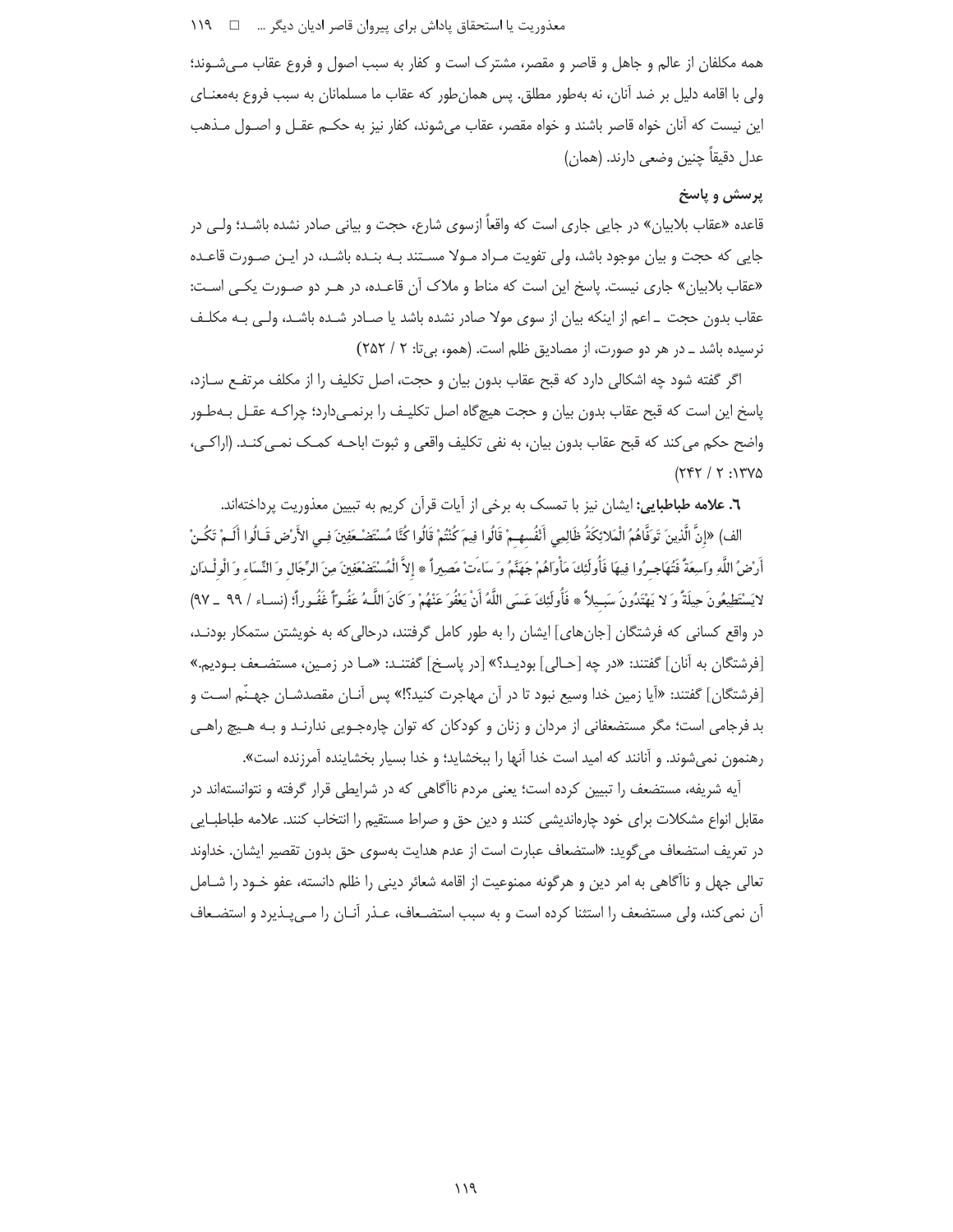همه مکلفان از عالم و جاهل و قاصر و مقصر، مشترک است و کفار به سبب اصول و فروع عقاب مـی‌شـوند؛ ولی با اقامه دلیل بر ضد آنان، نه به‌طور مطلق. پس همان‌طور که عقاب ما مسلمانان به سبب فروع به‌معنـای این نیست که آنان خواه قاصر باشند و خواه مقصر، عقاب می‌شوند، کفار نیز به حکـم عقـل و اصـول مـذهب عدل دقیقاً چنین وضعی دارند. (همان)

### پرسش و پاسخ

قاعده «عقاب بلابیان» در جایی جاری است که واقعاً ازسوی شارع، حجت و بیانی صادر نشده باشـد؛ ولـی در جایی که حجت و بیان موجود باشد، ولی تفویت مـراد مـولا مسـتند بـه بنـده باشـد، در ایـن صـورت قاعـده «عقاب بلابیان» جاری نیست. پاسخ این است که مناط و ملاک آن قاعـده، در هـر دو صـورت یکـی اسـت: عقاب بدون حجت ـ اعم از اینکه بیان از سوی مولا صادر نشده باشد یا صـادر شـده باشـد، ولـی بـه مکلـف نرسیده باشد ـ در هر دو صورت، از مصادیق ظلم است. (همو، بی‌تا: ۲ / ۲۵۲)

اگر گفته شود چه اشکالی دارد که قبح عقاب بدون بیان و حجت، اصل تکلیف را از مکلف مرتفـع سـازد، پاسخ این است که قبح عقاب بدون بیان و حجت هیچ‌گاه اصل تکلیـف را برنمـی‌دارد؛ چراکـه عقـل بـه‌طـور واضح حکم می‌کند که قبح عقاب بدون بیان، به نفی تکلیف واقعی و ثبوت اباحـه کمـک نمـی‌کنـد. (اراکـی، ۱۳۷۵: ۲ / ۲۴۲)

**۶. علامه طباطبایی:** ایشان نیز با تمسک به برخی از آیات قرآن کریم به تبیین معذوریت پرداخته‌اند.

الف) «إِنَّ الَّذِينَ تَوَفَّاهُمُ الْمَلائِكَةُ ظَالِمِي أَنْفُسِهِمْ قَالُوا فِيمَ كُنْتُمْ قَالُوا كُنَّا مُسْتَضْعَفِينَ فِي الأَرْضِ قَالُوا أَلَمْ تَكُنْ أَرْضُ اللَّهِ وَاسِعَةً فَتُهَاجِرُوا فِيهَا فَأُولَئِكَ مَأْوَاهُمْ جَهَنَّمُ وَ سَاءَتْ مَصِيراً \* إِلاَّ الْمُسْتَضْعَفِينَ مِنَ الرِّجَالِ وَ النِّسَاءِ وَ الْوِلْدَانِ لايَسْتَطِيعُونَ حِيلَةً وَ لا يَهْتَدُونَ سَبِيلاً \* فَأُولَئِكَ عَسَى اللَّهُ أَنْ يَعْفُوَ عَنْهُمْ وَ كَانَ اللَّهُ عَفُوّاً غَفُوراً؛ (نساء / ۹۹ ـ ۹۷) در واقع کسانی که فرشتگان [جان‌های] ایشان را به طور کامل گرفتند، درحالی‌که به خویشتن ستمکار بودنـد، [فرشتگان به آنان] گفتند: «در چه [حـالی] بودیـد؟» [در پاسـخ] گفتنـد: «مـا در زمـین، مستضـعف بـودیم.» [فرشتگان] گفتند: «آیا زمین خدا وسیع نبود تا در آن مهاجرت کنید؟!» پس آنـان مقصدشـان جهـنّم اسـت و بد فرجامی است؛ مگر مستضعفانی از مردان و زنان و کودکان که توان چاره‌جـویی ندارنـد و بـه هـیچ راهـی رهنمون نمی‌شوند. و آنانند که امید است خدا آنها را ببخشاید؛ و خدا بسیار بخشاینده آمرزنده است».

آیه شریفه، مستضعف را تبیین کرده است؛ یعنی مردم ناآگاهی که در شرایطی قرار گرفته و نتوانسته‌اند در مقابل انواع مشکلات برای خود چاره‌اندیشی کنند و دین حق و صراط مستقیم را انتخاب کنند. علامه طباطبـایی در تعریف استضعاف می‌گوید: «استضعاف عبارت است از عدم هدایت به‌سوی حق بدون تقصیر ایشان. خداوند تعالی جهل و ناآگاهی به امر دین و هرگونه ممنوعیت از اقامه شعائر دینی را ظلم دانسته، عفو خـود را شـامل آن نمی‌کند، ولی مستضعف را استثنا کرده است و به سبب استضـعاف، عـذر آنـان را مـی‌پـذیرد و استضـعاف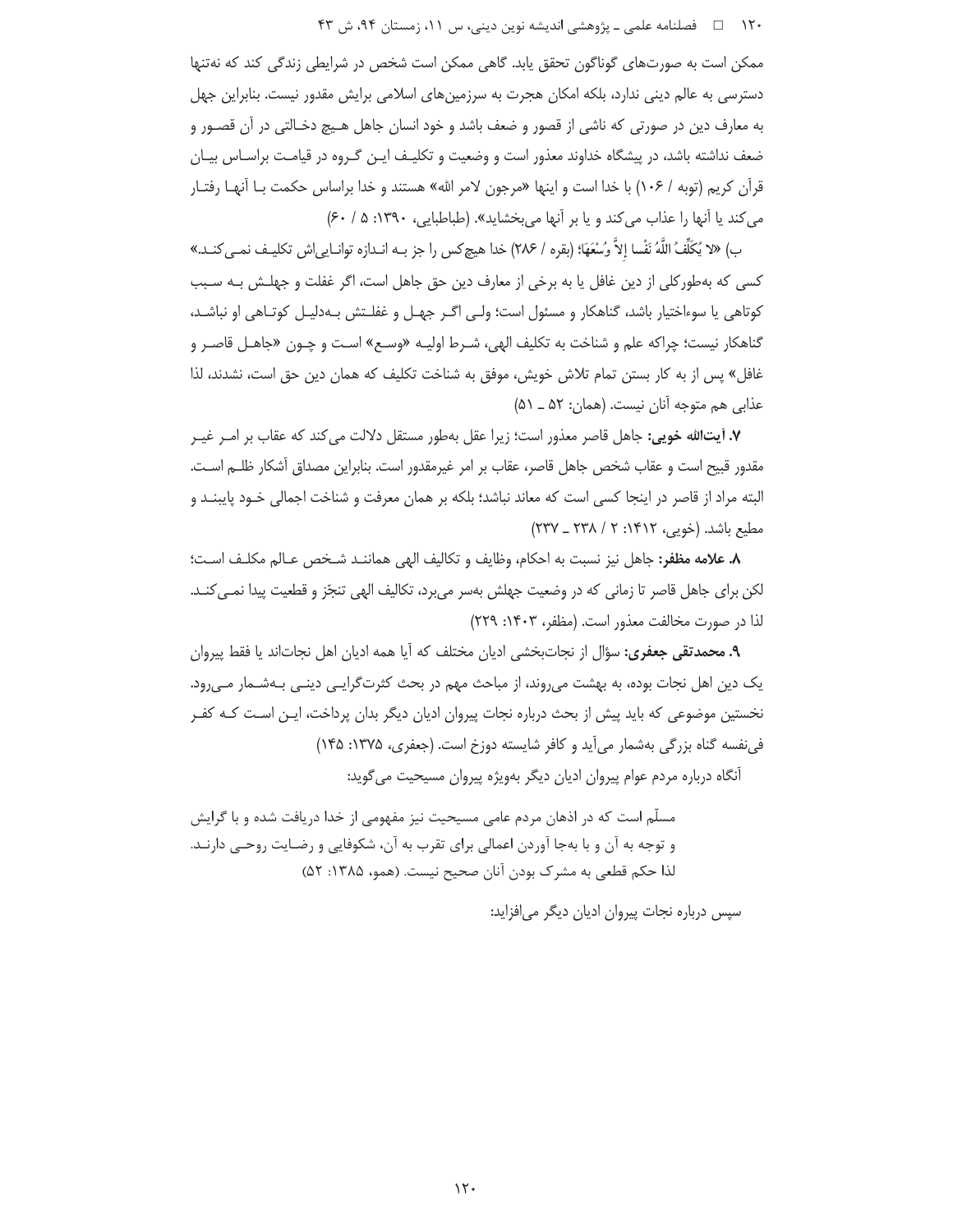ممکن است به صورت‌های گوناگون تحقق یابد. گاهی ممکن است شخص در شرایطی زندگی کند که نه‌تنها دسترسی به عالم دینی ندارد، بلکه امکان هجرت به سرزمین‌های اسلامی برایش مقدور نیست. بنابراین جهل به معارف دین در صورتی که ناشی از قصور و ضعف باشد و خود انسان جاهل هیچ دخالتی در آن قصور و ضعف نداشته باشد، در پیشگاه خداوند معذور است و وضعیت و تکلیف این گروه در قیامت براساس بیان قرآن کریم (توبه / ۱۰۶) با خدا است و اینها «مرجون لامر الله» هستند و خدا براساس حکمت با آنها رفتار می‌کند یا آنها را عذاب می‌کند و یا بر آنها می‌بخشاید». (طباطبایی، ۱۳۹۰: ۵ / ۶۰)

ب) «لا يُكَلِّفُ اللَّهُ نَفْسا إِلاَّ وُسْعَهَا؛ (بقره / ۲۸۶) خدا هیچ‌کس را جز به اندازه توانایی‌اش تکلیف نمی‌کند.» کسی که به‌طورکلی از دین غافل یا به برخی از معارف دین حق جاهل است، اگر غفلت و جهلش به سبب کوتاهی یا سوءاختیار باشد، گناهکار و مسئول است؛ ولی اگر جهل و غفلتش به‌دلیل کوتاهی او نباشد، گناهکار نیست؛ چراکه علم و شناخت به تکلیف الهی، شرط اولیه «وسع» است و چون «جاهل قاصر و غافل» پس از به کار بستن تمام تلاش خویش، موفق به شناخت تکلیف که همان دین حق است، نشدند، لذا عذابی هم متوجه آنان نیست. (همان: ۵۲ ـ ۵۱)

**۷. آیت‌الله خویی:** جاهل قاصر معذور است؛ زیرا عقل به‌طور مستقل دلالت می‌کند که عقاب بر امر غیر مقدور قبیح است و عقاب شخص جاهل قاصر، عقاب بر امر غیرمقدور است. بنابراین مصداق آشکار ظلم است. البته مراد از قاصر در اینجا کسی است که معاند نباشد؛ بلکه بر همان معرفت و شناخت اجمالی خود پایبند و مطیع باشد. (خویی، ۱۴۱۲: ۲ / ۲۳۸ ـ ۲۳۷)

**۸. علامه مظفر:** جاهل نیز نسبت به احکام، وظایف و تکالیف الهی همانند شخص عالم مکلف است؛ لکن برای جاهل قاصر تا زمانی که در وضعیت جهلش به‌سر می‌برد، تکالیف الهی تنجّز و قطعیت پیدا نمی‌کند. لذا در صورت مخالفت معذور است. (مظفر، ۱۴۰۳: ۲۲۹)

**۹. محمدتقی جعفری:** سؤال از نجات‌بخشی ادیان مختلف که آیا همه ادیان اهل نجات‌اند یا فقط پیروان یک دین اهل نجات بوده، به بهشت می‌روند، از مباحث مهم در بحث کثرت‌گرایی دینی به‌شمار می‌رود. نخستین موضوعی که باید پیش از بحث درباره نجات پیروان ادیان دیگر بدان پرداخت، این است که کفر فی‌نفسه گناه بزرگی به‌شمار می‌آید و کافر شایسته دوزخ است. (جعفری، ۱۳۷۵: ۱۴۵)

آنگاه درباره مردم عوام پیروان ادیان دیگر به‌ویژه پیروان مسیحیت می‌گوید:

> مسلّم است که در اذهان مردم عامی مسیحیت نیز مفهومی از خدا دریافت شده و با گرایش و توجه به آن و با به‌جا آوردن اعمالی برای تقرب به آن، شکوفایی و رضایت روحی دارند. لذا حکم قطعی به مشرک بودن آنان صحیح نیست. (همو، ۱۳۸۵: ۵۲)

سپس درباره نجات پیروان ادیان دیگر می‌افزاید: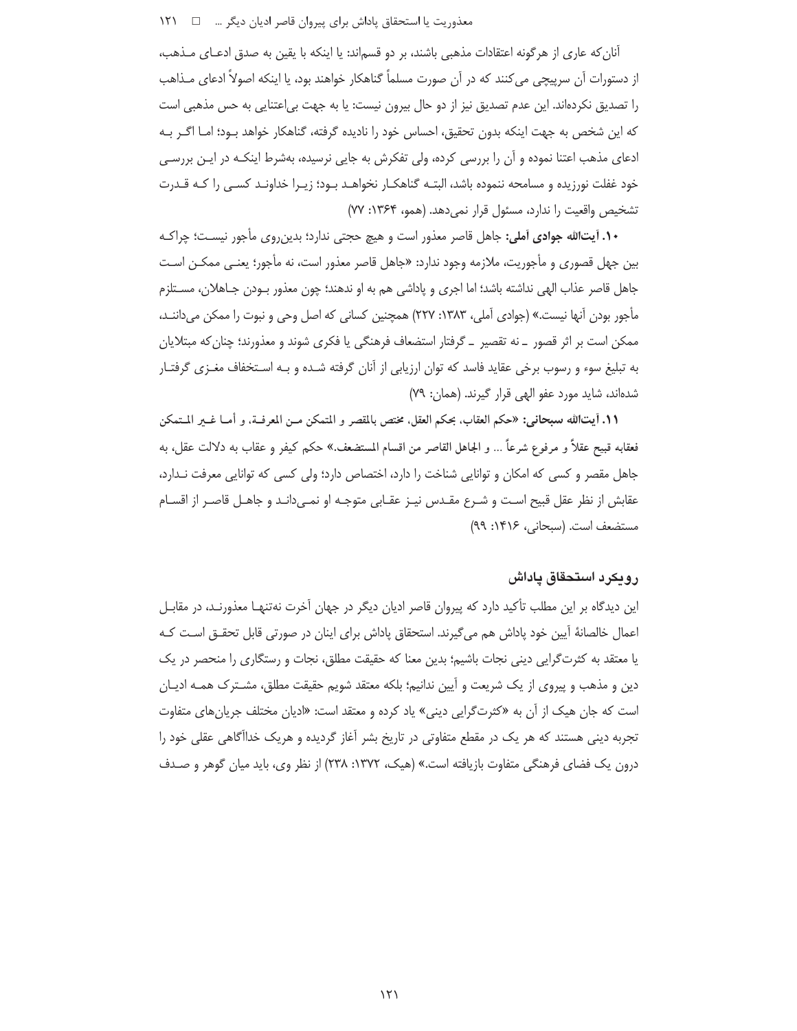آنان‌که عاری از هرگونه اعتقادات مذهبی باشند، بر دو قسم‌اند: یا اینکه با یقین به صدق ادعای مذهب، از دستورات آن سرپیچی می‌کنند که در آن صورت مسلماً گناهکار خواهند بود، یا اینکه اصولاً ادعای مذاهب را تصدیق نکرده‌اند. این عدم تصدیق نیز از دو حال بیرون نیست: یا به جهت بی‌اعتنایی به حس مذهبی است که این شخص به جهت اینکه بدون تحقیق، احساس خود را نادیده گرفته، گناهکار خواهد بود؛ اما اگر به ادعای مذهب اعتنا نموده و آن را بررسی کرده، ولی تفکرش به جایی نرسیده، به‌شرط اینکه در این بررسی خود غفلت نورزیده و مسامحه ننموده باشد، البته گناهکار نخواهد بود؛ زیرا خداوند کسی را که قدرت تشخیص واقعیت را ندارد، مسئول قرار نمی‌دهد. (همو، ۱۳۶۴: ۷۷)

**۱۰. آیت‌الله جوادی آملی:** جاهل قاصر معذور است و هیچ حجتی ندارد؛ بدین‌روی مأجور نیست؛ چراکه بین جهل قصوری و مأجوریت، ملازمه وجود ندارد: «جاهل قاصر معذور است، نه مأجور؛ یعنی ممکن است جاهل قاصر عذاب الهی نداشته باشد؛ اما اجری و پاداشی هم به او ندهند؛ چون معذور بودن جاهلان، مستلزم مأجور بودن آنها نیست.» (جوادی آملی، ۱۳۸۳: ۲۲۷) همچنین کسانی که اصل وحی و نبوت را ممکن می‌دانند، ممکن است بر اثر قصور ـ نه تقصیر ـ گرفتار استضعاف فرهنگی یا فکری شوند و معذورند؛ چنان‌که مبتلایان به تبلیغ سوء و رسوب برخی عقاید فاسد که توان ارزیابی از آنان گرفته شده و به استخفاف مغزی گرفتار شده‌اند، شاید مورد عفو الهی قرار گیرند. (همان: ۷۹)

**۱۱. آیت‌الله سبحانی:** «حکم العقاب، بحکم العقل، مختص بالمقصر و المتمکن من المعرفة، و أما غیر المتمکن فعقابه قبیح عقلاً و مرفوع شرعاً ... و الجاهل القاصر من اقسام المستضعف.» حکم کیفر و عقاب به دلالت عقل، به جاهل مقصر و کسی که امکان و توانایی شناخت را دارد، اختصاص دارد؛ ولی کسی که توانایی معرفت ندارد، عقابش از نظر عقل قبیح است و شرع مقدس نیز عقابی متوجه او نمی‌داند و جاهل قاصر از اقسام مستضعف است. (سبحانی، ۱۴۱۶: ۹۹)

## رویکرد استحقاق پاداش

این دیدگاه بر این مطلب تأکید دارد که پیروان قاصر ادیان دیگر در جهان آخرت نه‌تنها معذورند، در مقابل اعمال خالصانهٔ آیین خود پاداش هم می‌گیرند. استحقاق پاداش برای اینان در صورتی قابل تحقق است که یا معتقد به کثرت‌گرایی دینی نجات باشیم؛ بدین معنا که حقیقت مطلق، نجات و رستگاری را منحصر در یک دین و مذهب و پیروی از یک شریعت و آیین ندانیم؛ بلکه معتقد شویم حقیقت مطلق، مشترک همه ادیان است که جان هیک از آن به «کثرت‌گرایی دینی» یاد کرده و معتقد است: «ادیان مختلف جریان‌های متفاوت تجربه دینی هستند که هر یک در مقطع متفاوتی در تاریخ بشر آغاز گردیده و هریک خداآگاهی عقلی خود را درون یک فضای فرهنگی متفاوت بازیافته است.» (هیک، ۱۳۷۲: ۲۳۸) از نظر وی، باید میان گوهر و صدف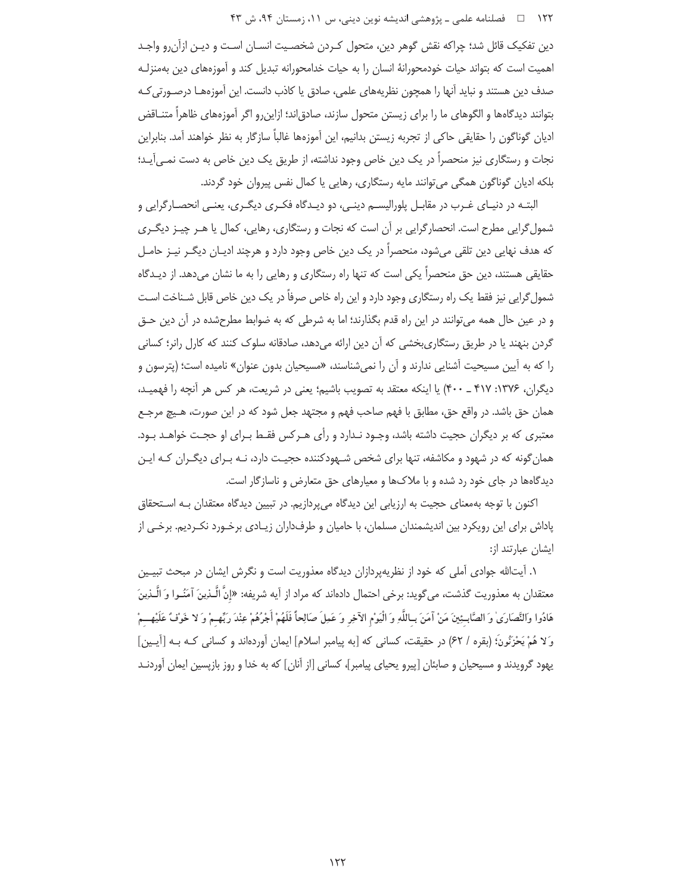دین تفکیک قائل شد؛ چراکه نقش گوهر دین، متحول کردن شخصیت انسان است و دین ازآن‌رو واجد اهمیت است که بتواند حیات خودمحورانهٔ انسان را به حیات خدامحورانه تبدیل کند و آموزه‌های دین به‌منزله صدف دین هستند و نباید آنها را همچون نظریه‌های علمی، صادق یا کاذب دانست. این آموزه‌ها درصورتی‌که بتوانند دیدگاه‌ها و الگوهای ما را برای زیستن متحول سازند، صادق‌اند؛ ازاین‌رو اگر آموزه‌های ظاهراً متناقض ادیان گوناگون را حقایقی حاکی از تجربه زیستن بدانیم، این آموزه‌ها غالباً سازگار به نظر خواهند آمد. بنابراین نجات و رستگاری نیز منحصراً در یک دین خاص وجود نداشته، از طریق یک دین خاص به دست نمی‌آید؛ بلکه ادیان گوناگون همگی می‌توانند مایه رستگاری، رهایی یا کمال نفس پیروان خود گردند.

البته در دنیای غرب در مقابل پلورالیسم دینی، دو دیدگاه فکری دیگری، یعنی انحصارگرایی و شمول‌گرایی مطرح است. انحصارگرایی بر آن است که نجات و رستگاری، رهایی، کمال یا هر چیز دیگری که هدف نهایی دین تلقی می‌شود، منحصراً در یک دین خاص وجود دارد و هرچند ادیان دیگر نیز حامل حقایقی هستند، دین حق منحصراً یکی است که تنها راه رستگاری و رهایی را به ما نشان می‌دهد. از دیدگاه شمول‌گرایی نیز فقط یک راه رستگاری وجود دارد و این راه خاص صرفاً در یک دین خاص قابل شناخت است و در عین حال همه می‌توانند در این راه قدم بگذارند؛ اما به شرطی که به ضوابط مطرح‌شده در آن دین حق گردن بنهند یا در طریق رستگاری‌بخشی که آن دین ارائه می‌دهد، صادقانه سلوک کنند که کارل رانر؛ کسانی را که به آیین مسیحیت آشنایی ندارند و آن را نمی‌شناسند، «مسیحیان بدون عنوان» نامیده است؛ (پترسون و دیگران، ۱۳۷۶: ۴۱۷ ـ ۴۰۰) یا اینکه معتقد به تصویب باشیم؛ یعنی در شریعت، هر کس هر آنچه را فهمید، همان حق باشد. در واقع حق، مطابق با فهم صاحب فهم و مجتهد جعل شود که در این صورت، هیچ مرجع معتبری که بر دیگران حجیت داشته باشد، وجود ندارد و رأی هرکس فقط برای او حجت خواهد بود. همان‌گونه که در شهود و مکاشفه، تنها برای شخص شهودکننده حجیت دارد، نه برای دیگران که این دیدگاه‌ها در جای خود رد شده و با ملاک‌ها و معیارهای حق متعارض و ناسازگار است.

اکنون با توجه به‌معنای حجیت به ارزیابی این دیدگاه می‌پردازیم. در تبیین دیدگاه معتقدان به استحقاق پاداش برای این رویکرد بین اندیشمندان مسلمان، با حامیان و طرفداران زیادی برخورد نکردیم. برخی از ایشان عبارتند از:

۱. آیت‌الله جوادی آملی که خود از نظریه‌پردازان دیدگاه معذوریت است و نگرش ایشان در مبحث تبیین معتقدان به معذوریت گذشت، می‌گوید: برخی احتمال داده‌اند که مراد از آیه شریفه: «إِنَّ الَّـذِينَ آمَنُـوا وَ الَّـذِينَ هَادُوا وَالنَّصَارَىٰ وَ الصَّابِـئِينَ مَنْ آمَنَ بِـاللَّهِ وَ الْيَوْمِ الآخِرِ وَ عَمِلَ صَالِحاً فَلَهُمْ أَجْرُهُمْ عِنْدَ رَبِّهِـمْ وَ لا خَوْفٌ عَلَيْهِـمْ وَلا هُمْ يَحْزَنُونَ؛ (بقره / ۶۲) در حقیقت، کسانی که [به پیامبر اسلام] ایمان آورده‌اند و کسانی که به [آیین] یهود گرویدند و مسیحیان و صابئان [پیرو یحیای پیامبر]، کسانی [از آنان] که به خدا و روز بازپسین ایمان آوردند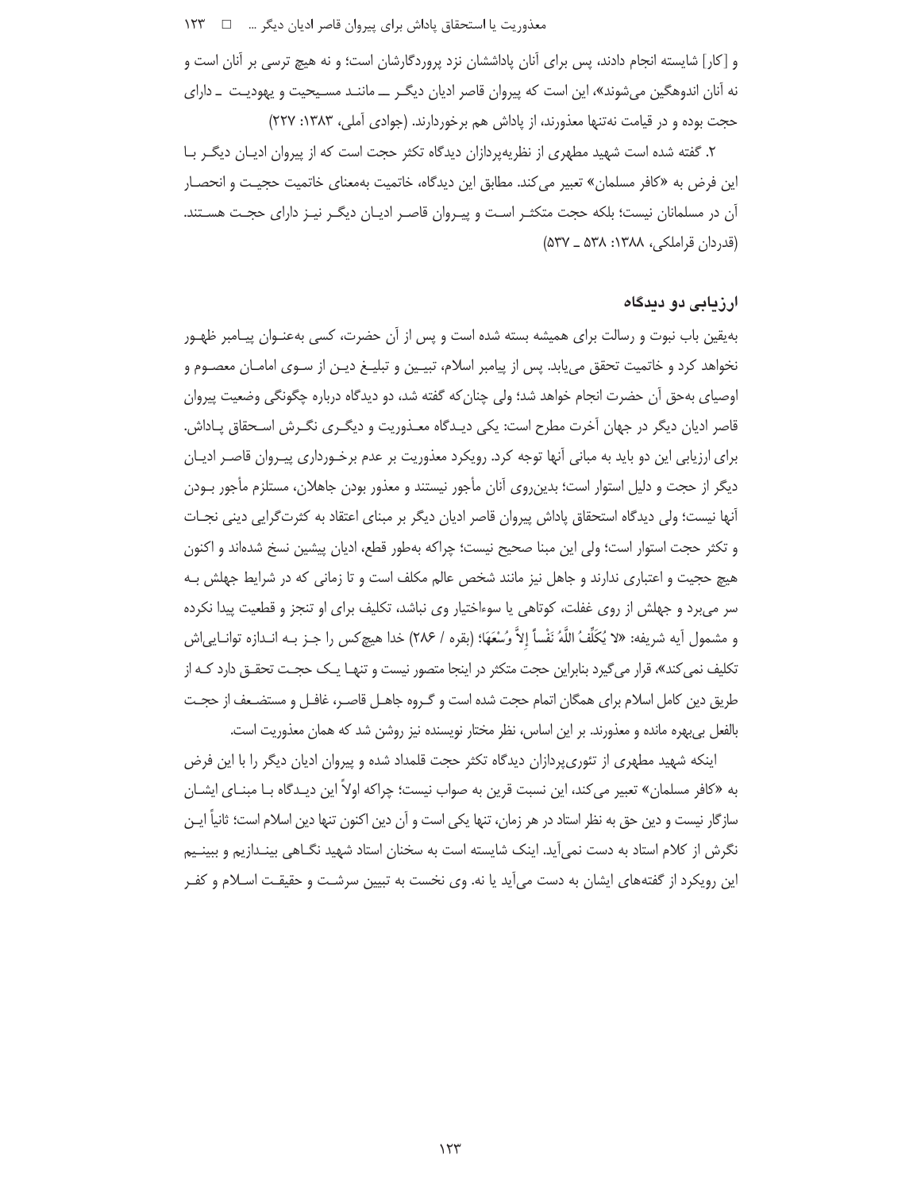و [کار] شایسته انجام دادند، پس برای آنان پاداششان نزد پروردگارشان است؛ و نه هیچ ترسی بر آنان است و نه آنان اندوهگین می‌شوند»، این است که پیروان قاصر ادیان دیگر ـــ مانند مسیحیت و یهودیت ـ دارای حجت بوده و در قیامت نه‌تنها معذورند، از پاداش هم برخوردارند. (جوادی آملی، ۱۳۸۳: ۲۲۷)

۲. گفته شده است شهید مطهری از نظریه‌پردازان دیدگاه تکثر حجت است که از پیروان ادیان دیگر با این فرض به «کافر مسلمان» تعبیر می‌کند. مطابق این دیدگاه، خاتمیت به‌معنای خاتمیت حجیت و انحصار آن در مسلمانان نیست؛ بلکه حجت متکثر است و پیروان قاصر ادیان دیگر نیز دارای حجت هستند. (قدردان قراملکی، ۱۳۸۸: ۵۳۸ ـ ۵۳۷)

## ارزیابی دو دیدگاه

به‌یقین باب نبوت و رسالت برای همیشه بسته شده است و پس از آن حضرت، کسی به‌عنوان پیامبر ظهور نخواهد کرد و خاتمیت تحقق می‌یابد. پس از پیامبر اسلام، تبیین و تبلیغ دین از سوی امامان معصوم و اوصیای به‌حق آن حضرت انجام خواهد شد؛ ولی چنان‌که گفته شد، دو دیدگاه درباره چگونگی وضعیت پیروان قاصر ادیان دیگر در جهان آخرت مطرح است: یکی دیدگاه معذوریت و دیگری نگرش استحقاق پاداش. برای ارزیابی این دو باید به مبانی آنها توجه کرد. رویکرد معذوریت بر عدم برخورداری پیروان قاصر ادیان دیگر از حجت و دلیل استوار است؛ بدین‌روی آنان مأجور نیستند و معذور بودن جاهلان، مستلزم مأجور بودن آنها نیست؛ ولی دیدگاه استحقاق پاداش پیروان قاصر ادیان دیگر بر مبنای اعتقاد به کثرت‌گرایی دینی نجات و تکثر حجت استوار است؛ ولی این مبنا صحیح نیست؛ چراکه به‌طور قطع، ادیان پیشین نسخ شده‌اند و اکنون هیچ حجیت و اعتباری ندارند و جاهل نیز مانند شخص عالم مکلف است و تا زمانی که در شرایط جهلش به سر می‌برد و جهلش از روی غفلت، کوتاهی یا سوءاختیار وی نباشد، تکلیف برای او تنجز و قطعیت پیدا نکرده و مشمول آیه شریفه: «لا يُكَلِّفُ اللَّهُ نَفْساً إِلاَّ وُسْعَهَا؛ (بقره / ۲۸۶) خدا هیچ‌کس را جز به اندازه توانایی‌اش تکلیف نمی‌کند»، قرار می‌گیرد بنابراین حجت متکثر در اینجا متصور نیست و تنها یک حجت تحقق دارد که از طریق دین کامل اسلام برای همگان اتمام حجت شده است و گروه جاهل قاصر، غافل و مستضعف از حجت بالفعل بی‌بهره مانده و معذورند. بر این اساس، نظر مختار نویسنده نیز روشن شد که همان معذوریت است.

اینکه شهید مطهری از تئوری‌پردازان دیدگاه تکثر حجت قلمداد شده و پیروان ادیان دیگر را با این فرض به «کافر مسلمان» تعبیر می‌کند، این نسبت قرین به صواب نیست؛ چراکه اولاً این دیدگاه با مبنای ایشان سازگار نیست و دین حق به نظر استاد در هر زمان، تنها یکی است و آن دین اکنون تنها دین اسلام است؛ ثانیاً این نگرش از کلام استاد به دست نمی‌آید. اینک شایسته است به سخنان استاد شهید نگاهی بیندازیم و ببینیم این رویکرد از گفته‌های ایشان به دست می‌آید یا نه. وی نخست به تبیین سرشت و حقیقت اسلام و کفر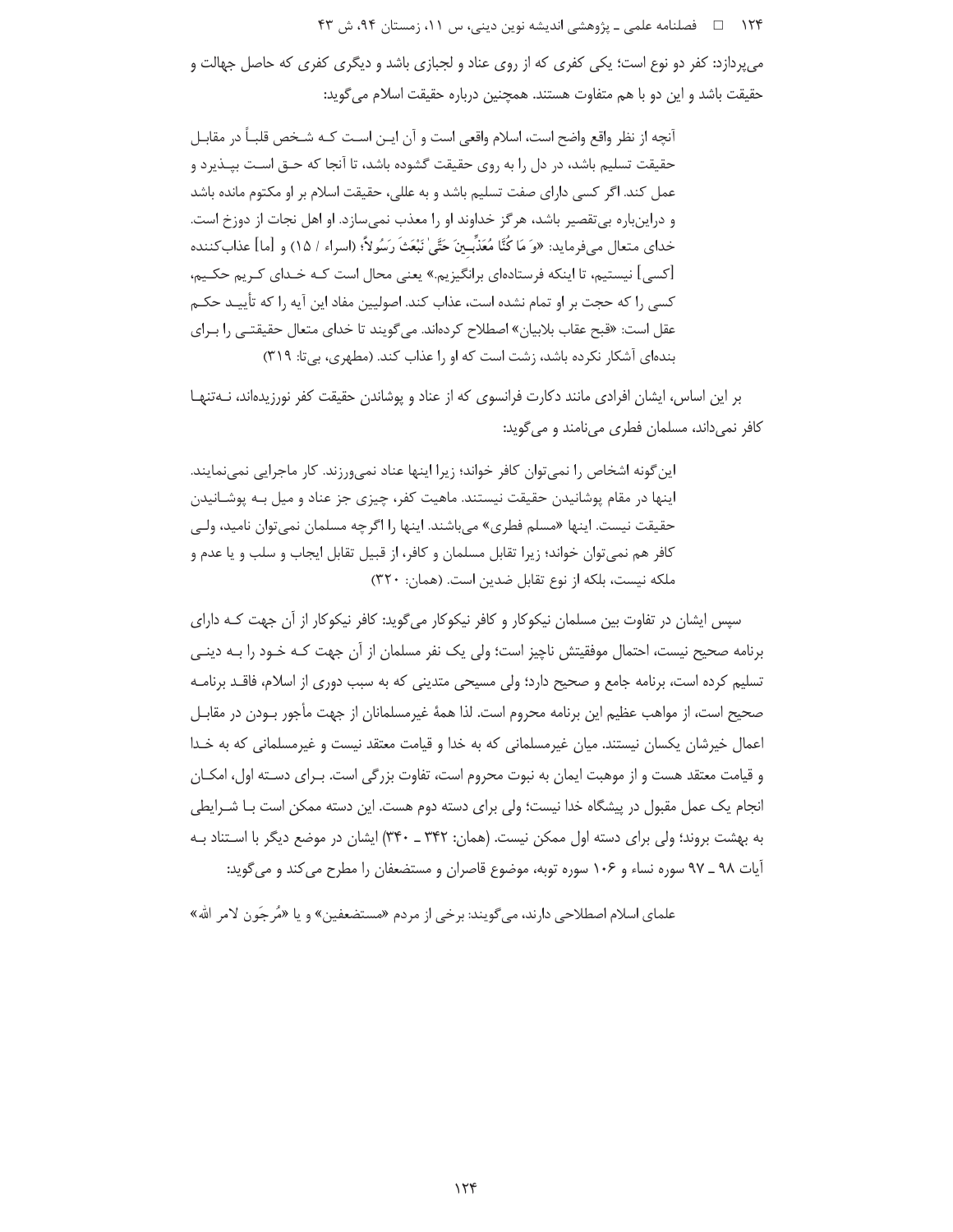می‌پردازد: کفر دو نوع است؛ یکی کفری که از روی عناد و لجبازی باشد و دیگری کفری که حاصل جهالت و حقیقت باشد و این دو با هم متفاوت هستند. همچنین درباره حقیقت اسلام می‌گوید:

> آنچه از نظر واقع واضح است، اسلام واقعی است و آن این است که شخص قلباً در مقابل حقیقت تسلیم باشد، در دل را به روی حقیقت گشوده باشد، تا آنجا که حق است بپذیرد و عمل کند. اگر کسی دارای صفت تسلیم باشد و به عللی، حقیقت اسلام بر او مکتوم مانده باشد و دراین‌باره بی‌تقصیر باشد، هرگز خداوند او را معذب نمی‌سازد. او اهل نجات از دوزخ است. خدای متعال می‌فرماید: «وَ مَا كُنَّا مُعَذِّبِينَ حَتَّىٰ نَبْعَثَ رَسُولاً» (اسراء / ۱۵) و [ما] عذاب‌کننده [کسی] نیستیم، تا اینکه فرستاده‌ای برانگیزیم.» یعنی محال است که خدای کریم حکیم، کسی را که حجت بر او تمام نشده است، عذاب کند. اصولیین مفاد این آیه را که تأیید حکم عقل است: «قبح عقاب بلابیان» اصطلاح کرده‌اند. می‌گویند تا خدای متعال حقیقتی را برای بنده‌ای آشکار نکرده باشد، زشت است که او را عذاب کند. (مطهری، بی‌تا: ۳۱۹)

بر این اساس، ایشان افرادی مانند دکارت فرانسوی که از عناد و پوشاندن حقیقت کفر نورزیده‌اند، نه‌تنها کافر نمی‌داند، مسلمان فطری می‌نامند و می‌گوید:

> این‌گونه اشخاص را نمی‌توان کافر خواند؛ زیرا اینها عناد نمی‌ورزند. کار ماجرایی نمی‌نمایند. اینها در مقام پوشانیدن حقیقت نیستند. ماهیت کفر، چیزی جز عناد و میل به پوشانیدن حقیقت نیست. اینها «مسلم فطری» می‌باشند. اینها را اگرچه مسلمان نمی‌توان نامید، ولی کافر هم نمی‌توان خواند؛ زیرا تقابل مسلمان و کافر، از قبیل تقابل ایجاب و سلب و یا عدم و ملکه نیست، بلکه از نوع تقابل ضدین است. (همان: ۳۲۰)

سپس ایشان در تفاوت بین مسلمان نیکوکار و کافر نیکوکار می‌گوید: کافر نیکوکار از آن جهت که دارای برنامه صحیح نیست، احتمال موفقیتش ناچیز است؛ ولی یک نفر مسلمان از آن جهت که خود را به دینی تسلیم کرده است، برنامه جامع و صحیح دارد؛ ولی مسیحی متدینی که به سبب دوری از اسلام، فاقد برنامه صحیح است، از مواهب عظیم این برنامه محروم است. لذا همهٔ غیرمسلمانان از جهت مأجور بودن در مقابل اعمال خیرشان یکسان نیستند. میان غیرمسلمانی که به خدا و قیامت معتقد نیست و غیرمسلمانی که به خدا و قیامت معتقد هست و از موهبت ایمان به نبوت محروم است، تفاوت بزرگی است. برای دسته اول، امکان انجام یک عمل مقبول در پیشگاه خدا نیست؛ ولی برای دسته دوم هست. این دسته ممکن است با شرایطی به بهشت بروند؛ ولی برای دسته اول ممکن نیست. (همان: ۳۴۲ ـ ۳۴۰) ایشان در موضع دیگر با استناد به آیات ۹۸ ـ ۹۷ سوره نساء و ۱۰۶ سوره توبه، موضوع قاصران و مستضعفان را مطرح می‌کند و می‌گوید:

> علمای اسلام اصطلاحی دارند، می‌گویند: برخی از مردم «مستضعفین» و یا «مُرجَون لامر الله»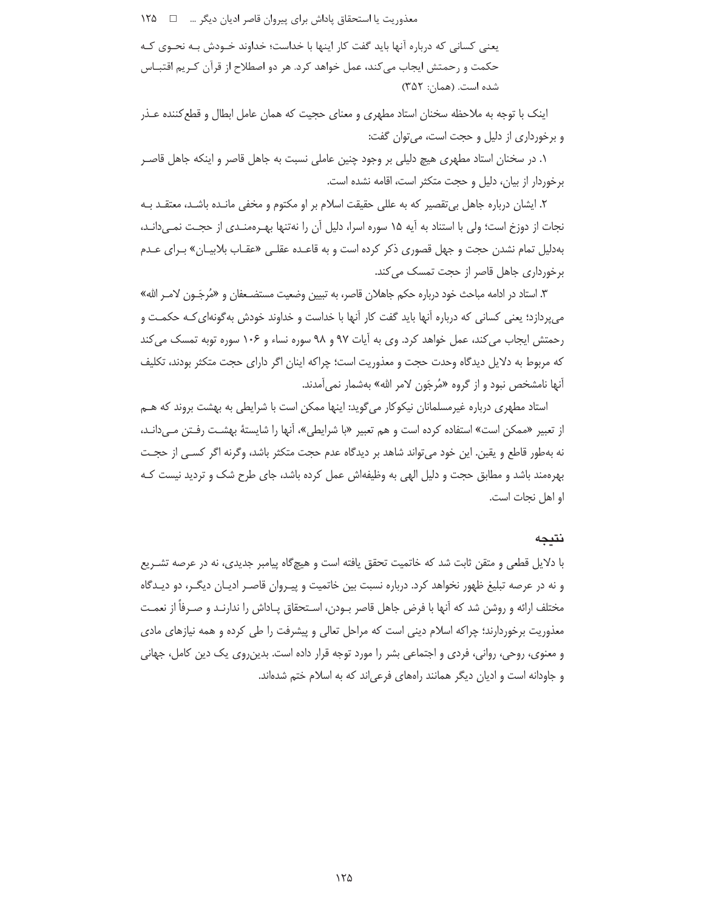یعنی کسانی که درباره آنها باید گفت کار اینها با خداست؛ خداوند خودش به نحوی که حکمت و رحمتش ایجاب می‌کند، عمل خواهد کرد. هر دو اصطلاح از قرآن کریم اقتباس شده است. (همان: ۳۵۲)

اینک با توجه به ملاحظه سخنان استاد مطهری و معنای حجیت که همان عامل ابطال و قطع‌کننده عذر و برخورداری از دلیل و حجت است، می‌توان گفت:

۱. در سخنان استاد مطهری هیچ دلیلی بر وجود چنین عاملی نسبت به جاهل قاصر و اینکه جاهل قاصر برخوردار از بیان، دلیل و حجت متکثر است، اقامه نشده است.

۲. ایشان درباره جاهل بی‌تقصیر که به عللی حقیقت اسلام بر او مکتوم و مخفی مانده باشد، معتقد به نجات از دوزخ است؛ ولی با استناد به آیه ۱۵ سوره اسرا، دلیل آن را نه‌تنها بهره‌مندی از حجت نمی‌داند، به‌دلیل تمام نشدن حجت و جهل قصوری ذکر کرده است و به قاعده عقلی «عقاب بلابیان» برای عدم برخورداری جاهل قاصر از حجت تمسک می‌کند.

۳. استاد در ادامه مباحث خود درباره حکم جاهلان قاصر، به تبیین وضعیت مستضعفان و «مُرجَون لامر الله» می‌پردازد؛ یعنی کسانی که درباره آنها باید گفت کار آنها با خداست و خداوند خودش به‌گونه‌ای‌که حکمت و رحمتش ایجاب می‌کند، عمل خواهد کرد. وی به آیات ۹۷ و ۹۸ سوره نساء و ۱۰۶ سوره توبه تمسک می‌کند که مربوط به دلایل دیدگاه وحدت حجت و معذوریت است؛ چراکه اینان اگر دارای حجت متکثر بودند، تکلیف آنها نامشخص نبود و از گروه «مُرجَون لامر الله» به‌شمار نمی‌آمدند.

استاد مطهری درباره غیرمسلمانان نیکوکار می‌گوید: اینها ممکن است با شرایطی به بهشت بروند که هم از تعبیر «ممکن است» استفاده کرده است و هم تعبیر «با شرایطی»، آنها را شایستهٔ بهشت رفتن می‌داند، نه به‌طور قاطع و یقین. این خود می‌تواند شاهد بر دیدگاه عدم حجت متکثر باشد، وگرنه اگر کسی از حجت بهره‌مند باشد و مطابق حجت و دلیل الهی به وظیفه‌اش عمل کرده باشد، جای طرح شک و تردید نیست که او اهل نجات است.

## نتیجه

با دلایل قطعی و متقن ثابت شد که خاتمیت تحقق یافته است و هیچ‌گاه پیامبر جدیدی، نه در عرصه تشریع و نه در عرصه تبلیغ ظهور نخواهد کرد. درباره نسبت بین خاتمیت و پیروان قاصر ادیان دیگر، دو دیدگاه مختلف ارائه و روشن شد که آنها با فرض جاهل قاصر بودن، استحقاق پاداش را ندارند و صرفاً از نعمت معذوریت برخوردارند؛ چراکه اسلام دینی است که مراحل تعالی و پیشرفت را طی کرده و همه نیازهای مادی و معنوی، روحی، روانی، فردی و اجتماعی بشر را مورد توجه قرار داده است. بدین‌روی یک دین کامل، جهانی و جاودانه است و ادیان دیگر همانند راه‌های فرعی‌اند که به اسلام ختم شده‌اند.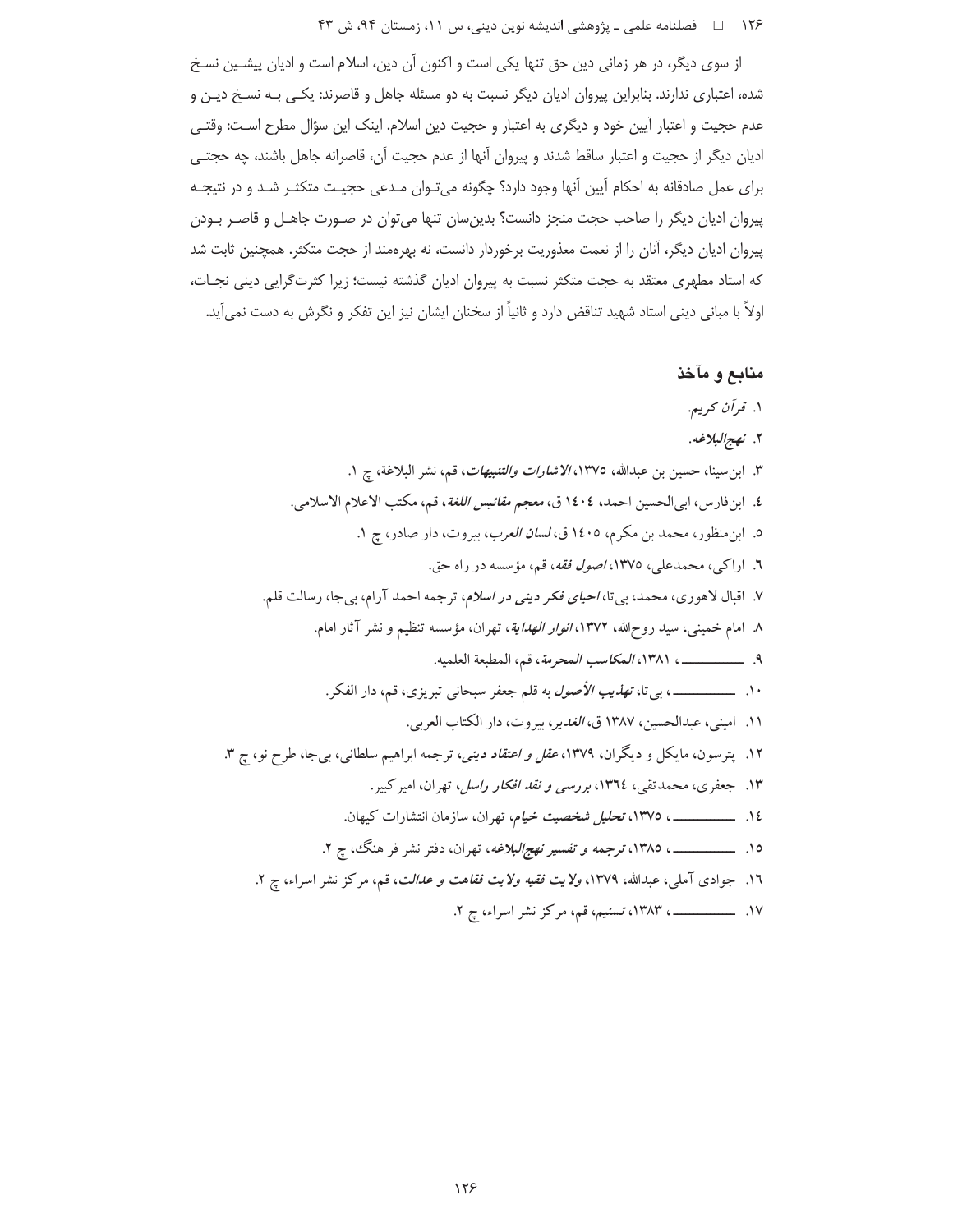از سوی دیگر، در هر زمانی دین حق تنها یکی است و اکنون آن دین، اسلام است و ادیان پیشین نسخ شده، اعتباری ندارند. بنابراین پیروان ادیان دیگر نسبت به دو مسئله جاهل و قاصرند: یکی به نسخ دین و عدم حجیت و اعتبار آیین خود و دیگری به اعتبار و حجیت دین اسلام. اینک این سؤال مطرح است: وقتی ادیان دیگر از حجیت و اعتبار ساقط شدند و پیروان آنها از عدم حجیت آن، قاصرانه جاهل باشند، چه حجتی برای عمل صادقانه به احکام آیین آنها وجود دارد؟ چگونه می‌توان مدعی حجیت متکثر شد و در نتیجه پیروان ادیان دیگر را صاحب حجت منجز دانست؟ بدین‌سان تنها می‌توان در صورت جاهل و قاصر بودن پیروان ادیان دیگر، آنان را از نعمت معذوریت برخوردار دانست، نه بهره‌مند از حجت متکثر. همچنین ثابت شد که استاد مطهری معتقد به حجت متکثر نسبت به پیروان ادیان گذشته نیست؛ زیرا کثرت‌گرایی دینی نجات، اولاً با مبانی دینی استاد شهید تناقض دارد و ثانیاً از سخنان ایشان نیز این تفکر و نگرش به دست نمی‌آید.

## منابع و مآخذ

۱. *قرآن کریم*.
۲. *نهج‌البلاغه*.
۳. ابن‌سینا، حسین بن عبدالله، ۱۳۷۵، *الاشارات والتنبیهات*، قم، نشر البلاغة، چ ۱.
٤. ابن‌فارس، ابی‌الحسین احمد، ١٤٠٤ ق، *معجم مقائیس اللغة*، قم، مکتب الاعلام الاسلامی.
٥. ابن‌منظور، محمد بن مکرم، ١٤٠٥ ق، *لسان العرب*، بیروت، دار صادر، چ ۱.
٦. اراکی، محمدعلی، ۱۳۷۵، *اصول فقه*، قم، مؤسسه در راه حق.
٧. اقبال لاهوری، محمد، بی‌تا، *احیای فکر دینی در اسلام*، ترجمه احمد آرام، بی‌جا، رسالت قلم.
٨. امام خمینی، سید روح‌الله، ۱۳۷۲، *انوار الهدایة*، تهران، مؤسسه تنظیم و نشر آثار امام.
٩. ــــــــــــ، ۱۳۸۱، *المکاسب المحرمة*، قم، المطبعة العلمیه.
١٠. ــــــــــــ، بی‌تا، *تهذیب الأصول* به قلم جعفر سبحانی تبریزی، قم، دار الفکر.
١١. امینی، عبدالحسین، ۱۳۸۷ ق، *الغدیر*، بیروت، دار الکتاب العربی.
١٢. پترسون، مایکل و دیگران، ۱۳۷۹، *عقل و اعتقاد دینی*، ترجمه ابراهیم سلطانی، بی‌جا، طرح نو، چ ۳.
١٣. جعفری، محمدتقی، ١٣٦٤، *بررسی و نقد افکار راسل*، تهران، امیرکبیر.
١٤. ــــــــــــ، ۱۳۷۵، *تحلیل شخصیت خیام*، تهران، سازمان انتشارات کیهان.
١٥. ــــــــــــ، ۱۳۸۵، *ترجمه و تفسیر نهج‌البلاغه*، تهران، دفتر نشر فرهنگ، چ ۲.
١٦. جوادی آملی، عبدالله، ۱۳۷۹، *ولایت فقیه ولایت فقاهت و عدالت*، قم، مرکز نشر اسراء، چ ۲.
١٧. ــــــــــــ، ۱۳۸۳، *تسنیم*، قم، مرکز نشر اسراء، چ ۲.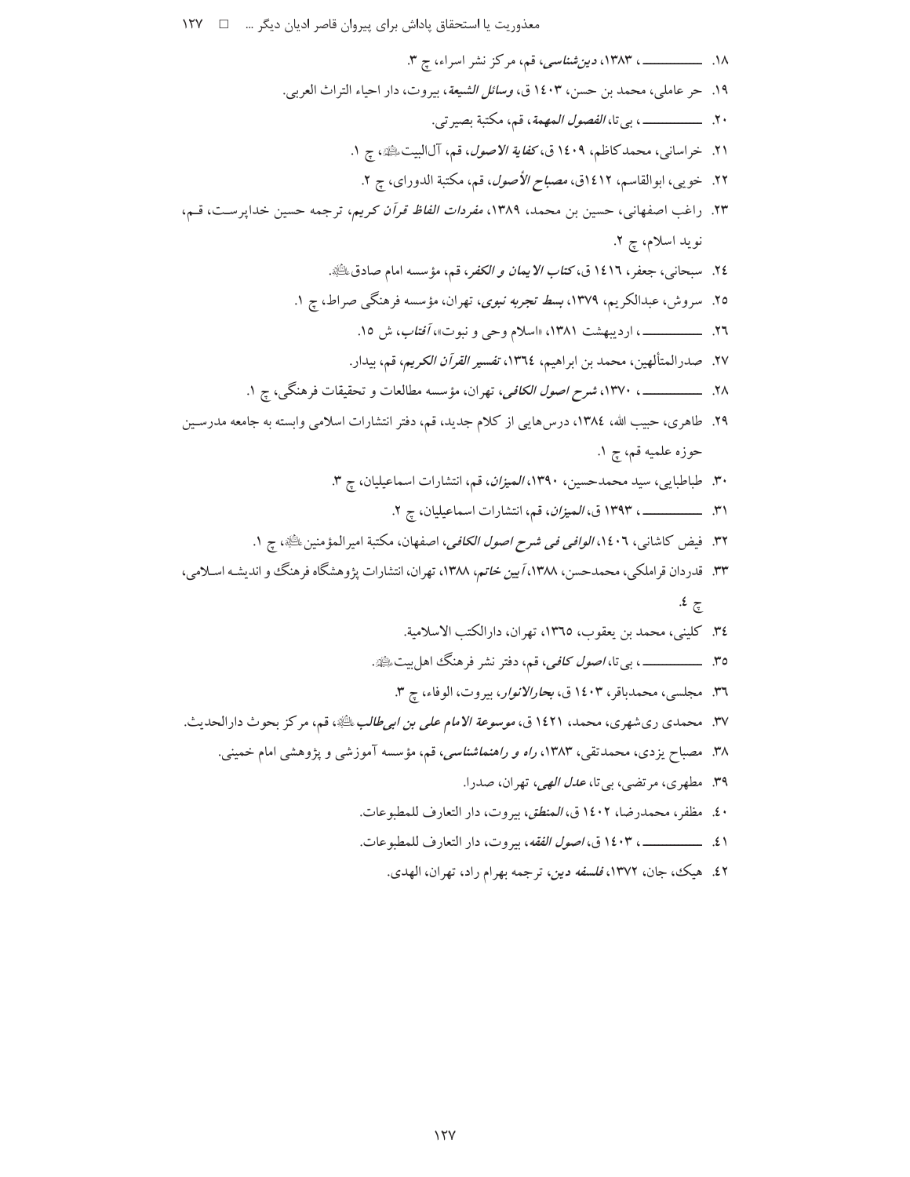۱۸. ـــــــــــــ، ۱۳۸۳، *دین‌شناسی*، قم، مرکز نشر اسراء، چ ۳.

۱۹. حر عاملی، محمد بن حسن، ۱٤۰۳ ق، *وسائل الشیعة*، بیروت، دار احیاء التراث العربی.

۲۰. ـــــــــــــ، بی‌تا، *الفصول المهمة*، قم، مکتبة بصیرتی.

۲۱. خراسانی، محمدکاظم، ۱٤۰۹ ق، *کفایة الاصول*، قم، آل‌البیت علیهم السلام، چ ۱.

۲۲. خویی، ابوالقاسم، ۱٤۱۲ق، *مصباح الأصول*، قم، مکتبة الدورای، چ ۲.

۲۳. راغب اصفهانی، حسین بن محمد، ۱۳۸۹، *مفردات الفاظ قرآن کریم*، ترجمه حسین خداپرست، قم، نوید اسلام، چ ۲.

۲٤. سبحانی، جعفر، ۱٤۱٦ ق، *کتاب الایمان و الکفر*، قم، مؤسسه امام صادق علیه السلام.

۲۵. سروش، عبدالکریم، ۱۳۷۹، *بسط تجربه نبوی*، تهران، مؤسسه فرهنگی صراط، چ ۱.

۲٦. ـــــــــــــ، اردیبهشت ۱۳۸۱، «اسلام وحی و نبوت»، *آفتاب*، ش ۱۵.

۲۷. صدرالمتألهین، محمد بن ابراهیم، ۱۳٦٤، *تفسیر القرآن الکریم*، قم، بیدار.

۲۸. ـــــــــــــ، ۱۳۷۰، *شرح اصول الکافی*، تهران، مؤسسه مطالعات و تحقیقات فرهنگی، چ ۱.

۲۹. طاهری، حبیب الله، ۱۳۸٤، درس‌هایی از کلام جدید، قم، دفتر انتشارات اسلامی وابسته به جامعه مدرسین حوزه علمیه قم، چ ۱.

۳۰. طباطبایی، سید محمدحسین، ۱۳۹۰، *المیزان*، قم، انتشارات اسماعیلیان، چ ۳.

۳۱. ـــــــــــــ، ۱۳۹۳ ق، *المیزان*، قم، انتشارات اسماعیلیان، چ ۲.

۳۲. فیض کاشانی، ۱٤۰٦، *الوافی فی شرح اصول الکافی*، اصفهان، مکتبة امیرالمؤمنین علیه السلام، چ ۱.

۳۳. قدردان قراملکی، محمدحسن، ۱۳۸۸، *آیین خاتم*، ۱۳۸۸، تهران، انتشارات پژوهشگاه فرهنگ و اندیشه اسلامی، چ ٤.

۳٤. کلینی، محمد بن یعقوب، ۱۳٦۵، تهران، دارالکتب الاسلامیة.

۳۵. ـــــــــــــ، بی‌تا، *اصول کافی*، قم، دفتر نشر فرهنگ اهل‌بیت علیهم السلام.

۳٦. مجلسی، محمدباقر، ۱٤۰۳ ق، *بحارالانوار*، بیروت، الوفاء، چ ۳.

۳۷. محمدی ری‌شهری، محمد، ۱٤۲۱ ق، *موسوعة الامام علی بن ابی‌طالب* علیه السلام، قم، مرکز بحوث دارالحدیث.

۳۸. مصباح یزدی، محمدتقی، ۱۳۸۳، *راه و راهنماشناسی*، قم، مؤسسه آموزشی و پژوهشی امام خمینی.

۳۹. مطهری، مرتضی، بی‌تا، *عدل الهی*، تهران، صدرا.

٤۰. مظفر، محمدرضا، ۱٤۰۲ ق، *المنطق*، بیروت، دار التعارف للمطبوعات.

٤۱. ـــــــــــــ، ۱٤۰۳ ق، *اصول الفقه*، بیروت، دار التعارف للمطبوعات.

٤۲. هیک، جان، ۱۳۷۲، *فلسفه دین*، ترجمه بهرام راد، تهران، الهدی.